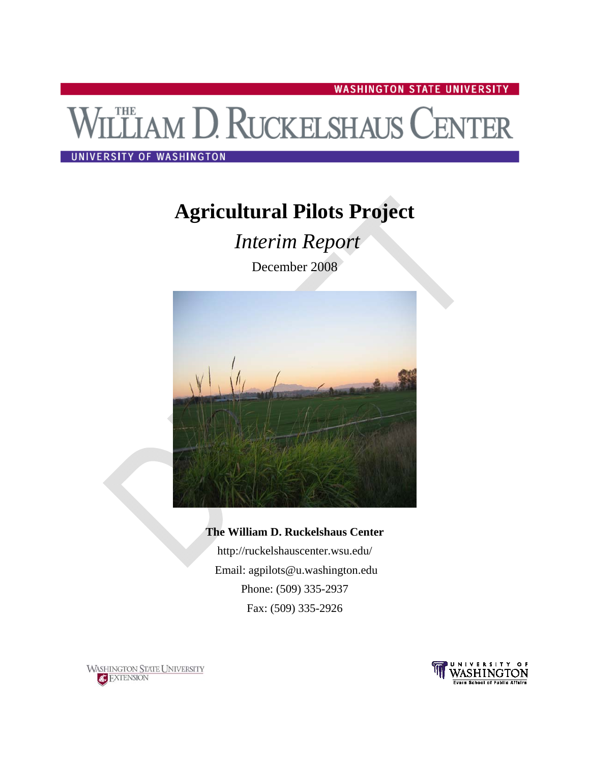WASHINGTON STATE UNIVERSITY

THE WILLIAM D. RUCKELSHAUS CENTER

UNIVERSITY OF WASHINGTON

# Agricultural Pilots Project

## *Interim Report*

December 2008

**The William D. Ruckelshaus Center**

http://ruckelshauscenter.wsu.edu/

Email: agpilots@u.washington.edu

Phone: (509) 335-2937

Fax: (509) 335-2926

WASHINGTON STATE UNIVERSITY EXTENSION

UNIVERSITY OF WASHINGTON Evans School of Public Affairs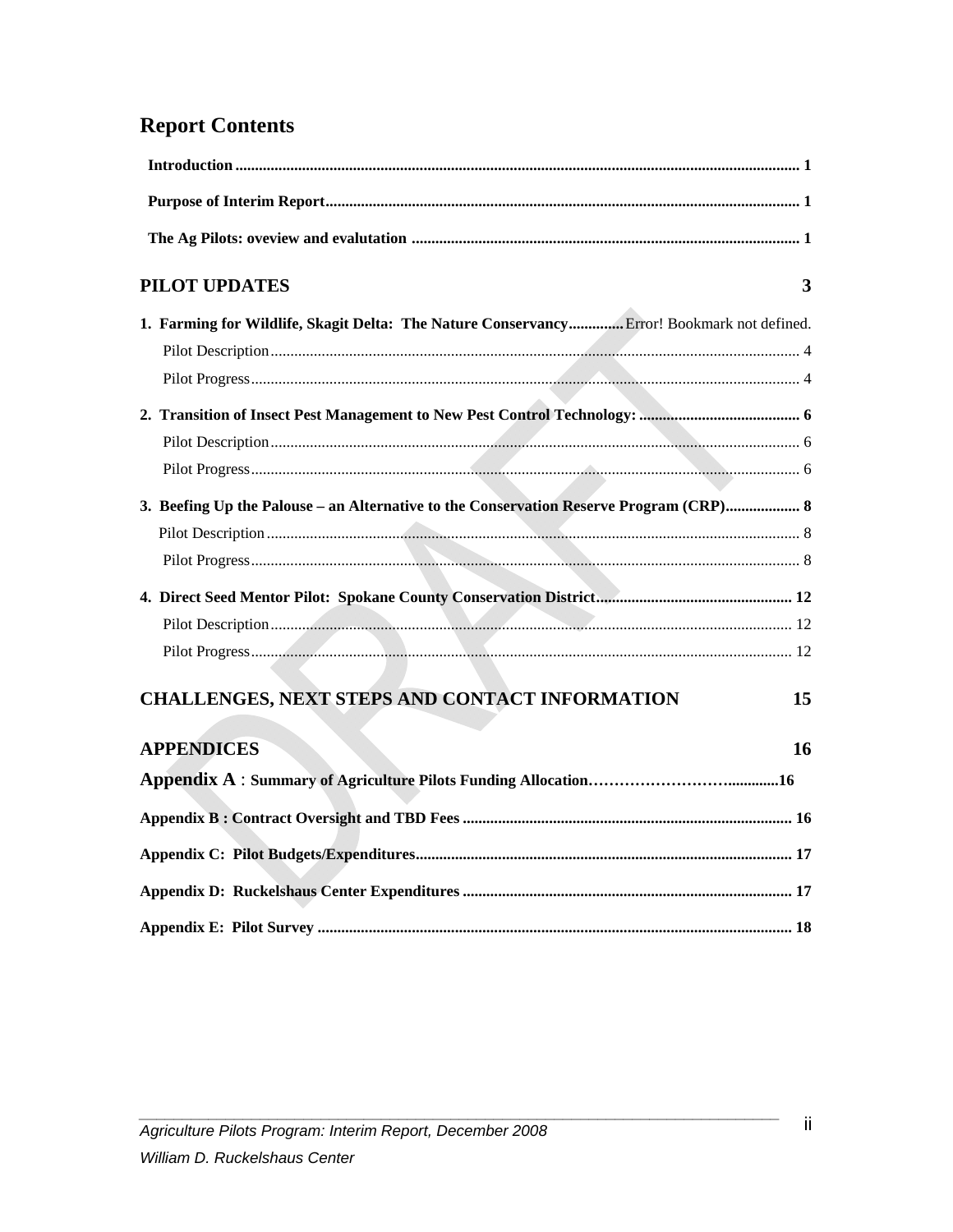# Report Contents

**Introduction** .......... 1

**Purpose of Interim Report** .......... 1

**The Ag Pilots: oveview and evalutation** .......... 1

## PILOT UPDATES 3

**1. Farming for Wildlife, Skagit Delta: The Nature Conservancy** .......... Error! Bookmark not defined.

Pilot Description .......... 4

Pilot Progress .......... 4

**2. Transition of Insect Pest Management to New Pest Control Technology:** .......... 6

Pilot Description .......... 6

Pilot Progress .......... 6

**3. Beefing Up the Palouse – an Alternative to the Conservation Reserve Program (CRP)** .......... 8

Pilot Description .......... 8

Pilot Progress .......... 8

**4. Direct Seed Mentor Pilot: Spokane County Conservation District** .......... 12

Pilot Description .......... 12

Pilot Progress .......... 12

## CHALLENGES, NEXT STEPS AND CONTACT INFORMATION 15

## APPENDICES 16

**Appendix A : Summary of Agriculture Pilots Funding Allocation** .......... 16

**Appendix B : Contract Oversight and TBD Fees** .......... 16

**Appendix C: Pilot Budgets/Expenditures** .......... 17

**Appendix D: Ruckelshaus Center Expenditures** .......... 17

**Appendix E: Pilot Survey** .......... 18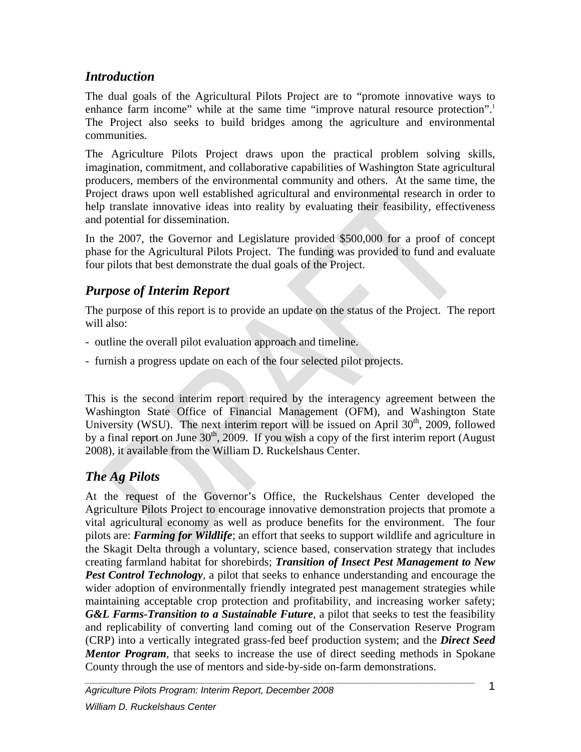## *Introduction*

The dual goals of the Agricultural Pilots Project are to "promote innovative ways to enhance farm income" while at the same time "improve natural resource protection".[1] The Project also seeks to build bridges among the agriculture and environmental communities.

The Agriculture Pilots Project draws upon the practical problem solving skills, imagination, commitment, and collaborative capabilities of Washington State agricultural producers, members of the environmental community and others. At the same time, the Project draws upon well established agricultural and environmental research in order to help translate innovative ideas into reality by evaluating their feasibility, effectiveness and potential for dissemination.

In the 2007, the Governor and Legislature provided $500,000 for a proof of concept phase for the Agricultural Pilots Project. The funding was provided to fund and evaluate four pilots that best demonstrate the dual goals of the Project.

## *Purpose of Interim Report*

The purpose of this report is to provide an update on the status of the Project. The report will also:

- outline the overall pilot evaluation approach and timeline.
- furnish a progress update on each of the four selected pilot projects.

This is the second interim report required by the interagency agreement between the Washington State Office of Financial Management (OFM), and Washington State University (WSU). The next interim report will be issued on April 30th, 2009, followed by a final report on June 30th, 2009. If you wish a copy of the first interim report (August 2008), it available from the William D. Ruckelshaus Center.

## *The Ag Pilots*

At the request of the Governor's Office, the Ruckelshaus Center developed the Agriculture Pilots Project to encourage innovative demonstration projects that promote a vital agricultural economy as well as produce benefits for the environment. The four pilots are: ***Farming for Wildlife***; an effort that seeks to support wildlife and agriculture in the Skagit Delta through a voluntary, science based, conservation strategy that includes creating farmland habitat for shorebirds; ***Transition of Insect Pest Management to New Pest Control Technology***, a pilot that seeks to enhance understanding and encourage the wider adoption of environmentally friendly integrated pest management strategies while maintaining acceptable crop protection and profitability, and increasing worker safety; ***G&L Farms-Transition to a Sustainable Future***, a pilot that seeks to test the feasibility and replicability of converting land coming out of the Conservation Reserve Program (CRP) into a vertically integrated grass-fed beef production system; and the ***Direct Seed Mentor Program***, that seeks to increase the use of direct seeding methods in Spokane County through the use of mentors and side-by-side on-farm demonstrations.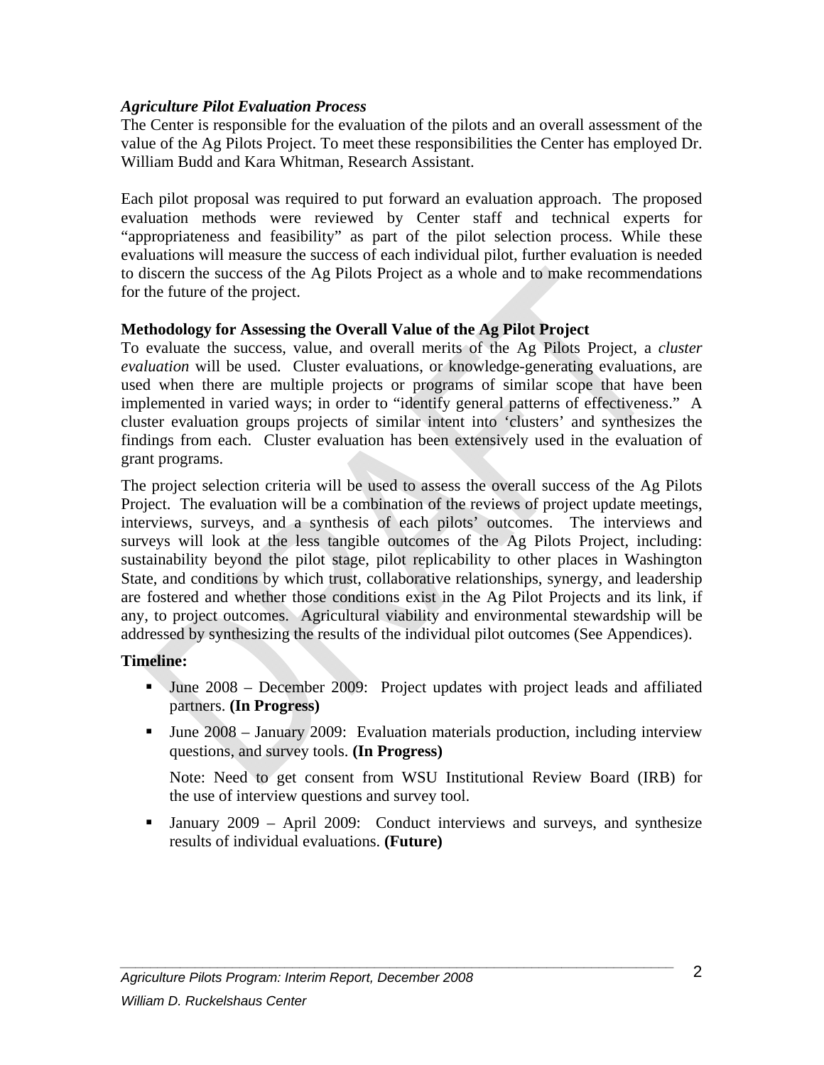### *Agriculture Pilot Evaluation Process*

The Center is responsible for the evaluation of the pilots and an overall assessment of the value of the Ag Pilots Project. To meet these responsibilities the Center has employed Dr. William Budd and Kara Whitman, Research Assistant.

Each pilot proposal was required to put forward an evaluation approach. The proposed evaluation methods were reviewed by Center staff and technical experts for "appropriateness and feasibility" as part of the pilot selection process. While these evaluations will measure the success of each individual pilot, further evaluation is needed to discern the success of the Ag Pilots Project as a whole and to make recommendations for the future of the project.

**Methodology for Assessing the Overall Value of the Ag Pilot Project**

To evaluate the success, value, and overall merits of the Ag Pilots Project, a *cluster evaluation* will be used. Cluster evaluations, or knowledge-generating evaluations, are used when there are multiple projects or programs of similar scope that have been implemented in varied ways; in order to "identify general patterns of effectiveness." A cluster evaluation groups projects of similar intent into 'clusters' and synthesizes the findings from each. Cluster evaluation has been extensively used in the evaluation of grant programs.

The project selection criteria will be used to assess the overall success of the Ag Pilots Project. The evaluation will be a combination of the reviews of project update meetings, interviews, surveys, and a synthesis of each pilots' outcomes. The interviews and surveys will look at the less tangible outcomes of the Ag Pilots Project, including: sustainability beyond the pilot stage, pilot replicability to other places in Washington State, and conditions by which trust, collaborative relationships, synergy, and leadership are fostered and whether those conditions exist in the Ag Pilot Projects and its link, if any, to project outcomes. Agricultural viability and environmental stewardship will be addressed by synthesizing the results of the individual pilot outcomes (See Appendices).

**Timeline:**

- June 2008 – December 2009: Project updates with project leads and affiliated partners. **(In Progress)**
- June 2008 – January 2009: Evaluation materials production, including interview questions, and survey tools. **(In Progress)**

  Note: Need to get consent from WSU Institutional Review Board (IRB) for the use of interview questions and survey tool.

- January 2009 – April 2009: Conduct interviews and surveys, and synthesize results of individual evaluations. **(Future)**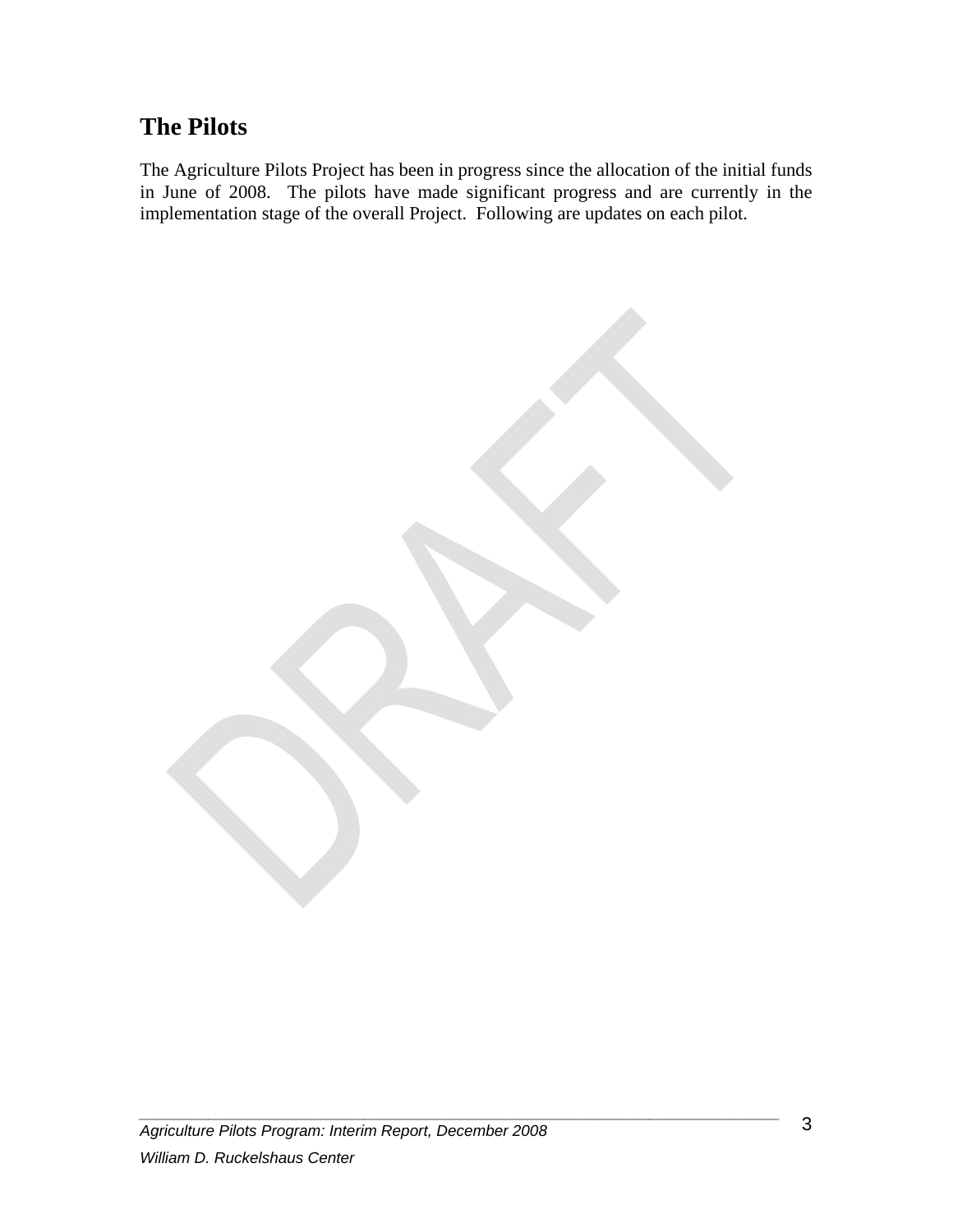## The Pilots

The Agriculture Pilots Project has been in progress since the allocation of the initial funds in June of 2008. The pilots have made significant progress and are currently in the implementation stage of the overall Project. Following are updates on each pilot.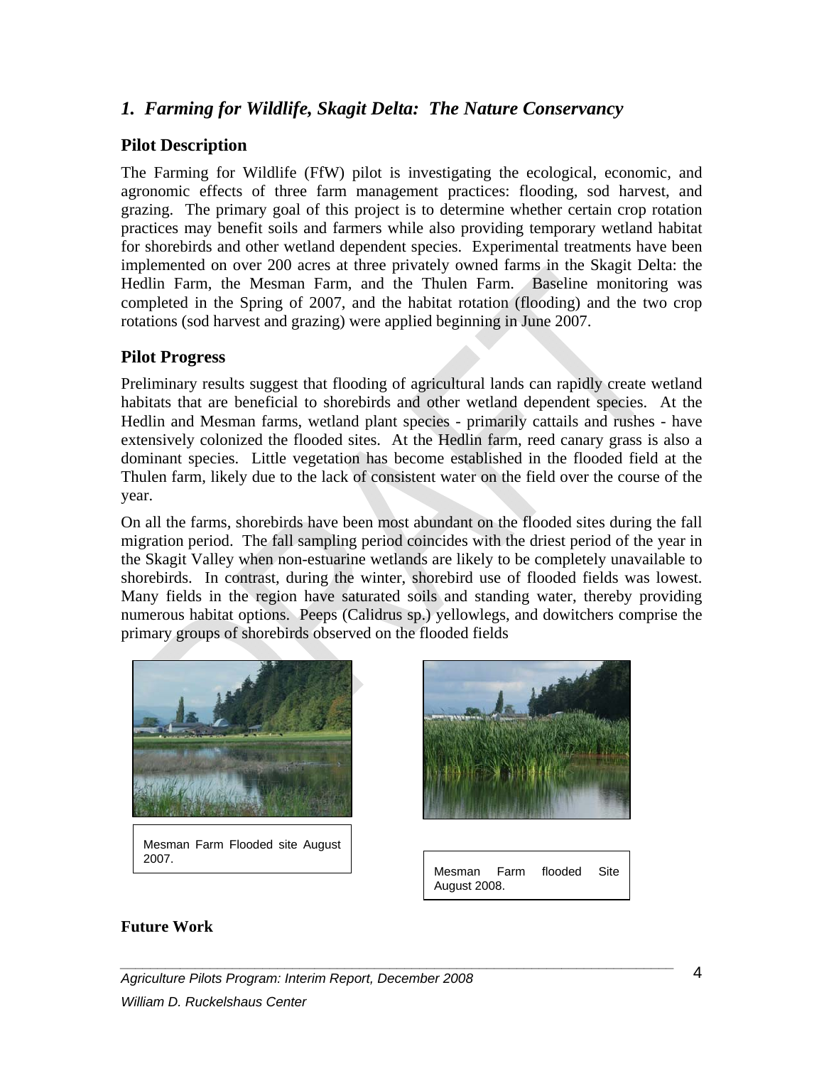## *1. Farming for Wildlife, Skagit Delta: The Nature Conservancy*

### Pilot Description

The Farming for Wildlife (FfW) pilot is investigating the ecological, economic, and agronomic effects of three farm management practices: flooding, sod harvest, and grazing. The primary goal of this project is to determine whether certain crop rotation practices may benefit soils and farmers while also providing temporary wetland habitat for shorebirds and other wetland dependent species. Experimental treatments have been implemented on over 200 acres at three privately owned farms in the Skagit Delta: the Hedlin Farm, the Mesman Farm, and the Thulen Farm. Baseline monitoring was completed in the Spring of 2007, and the habitat rotation (flooding) and the two crop rotations (sod harvest and grazing) were applied beginning in June 2007.

### Pilot Progress

Preliminary results suggest that flooding of agricultural lands can rapidly create wetland habitats that are beneficial to shorebirds and other wetland dependent species. At the Hedlin and Mesman farms, wetland plant species - primarily cattails and rushes - have extensively colonized the flooded sites. At the Hedlin farm, reed canary grass is also a dominant species. Little vegetation has become established in the flooded field at the Thulen farm, likely due to the lack of consistent water on the field over the course of the year.

On all the farms, shorebirds have been most abundant on the flooded sites during the fall migration period. The fall sampling period coincides with the driest period of the year in the Skagit Valley when non-estuarine wetlands are likely to be completely unavailable to shorebirds. In contrast, during the winter, shorebird use of flooded fields was lowest. Many fields in the region have saturated soils and standing water, thereby providing numerous habitat options. Peeps (Calidrus sp.) yellowlegs, and dowitchers comprise the primary groups of shorebirds observed on the flooded fields

Mesman Farm Flooded site August 2007.

Mesman Farm flooded Site August 2008.

**Future Work**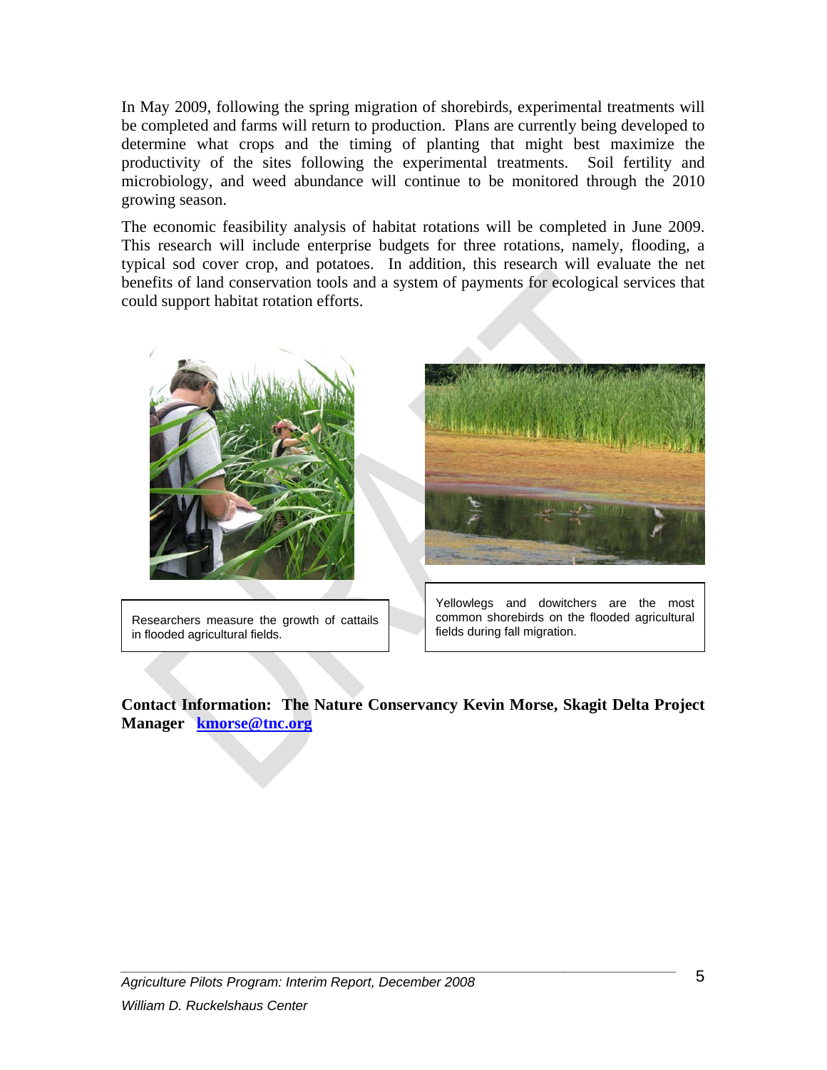In May 2009, following the spring migration of shorebirds, experimental treatments will be completed and farms will return to production. Plans are currently being developed to determine what crops and the timing of planting that might best maximize the productivity of the sites following the experimental treatments. Soil fertility and microbiology, and weed abundance will continue to be monitored through the 2010 growing season.

The economic feasibility analysis of habitat rotations will be completed in June 2009. This research will include enterprise budgets for three rotations, namely, flooding, a typical sod cover crop, and potatoes. In addition, this research will evaluate the net benefits of land conservation tools and a system of payments for ecological services that could support habitat rotation efforts.

Researchers measure the growth of cattails in flooded agricultural fields.

Yellowlegs and dowitchers are the most common shorebirds on the flooded agricultural fields during fall migration.

**Contact Information: The Nature Conservancy Kevin Morse, Skagit Delta Project Manager [kmorse@tnc.org](mailto:kmorse@tnc.org)**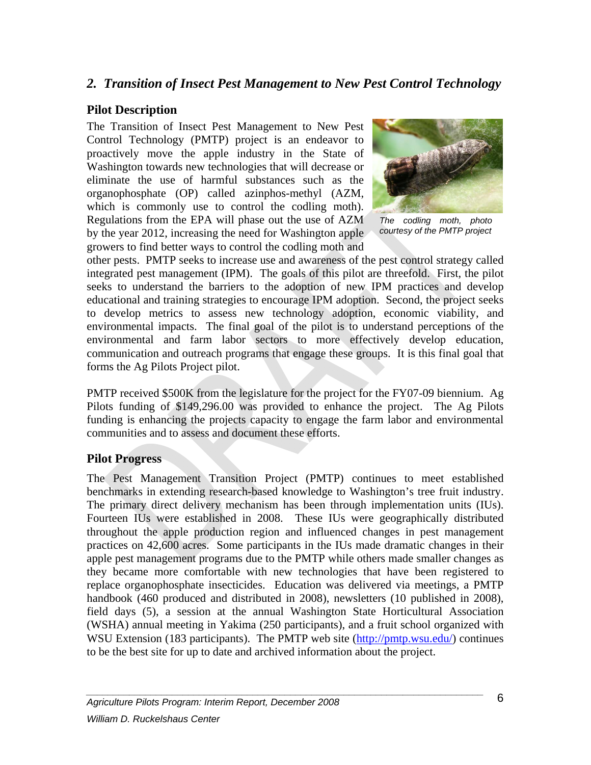## *2. Transition of Insect Pest Management to New Pest Control Technology*

### Pilot Description

The Transition of Insect Pest Management to New Pest Control Technology (PMTP) project is an endeavor to proactively move the apple industry in the State of Washington towards new technologies that will decrease or eliminate the use of harmful substances such as the organophosphate (OP) called azinphos-methyl (AZM, which is commonly use to control the codling moth). Regulations from the EPA will phase out the use of AZM by the year 2012, increasing the need for Washington apple growers to find better ways to control the codling moth and other pests. PMTP seeks to increase use and awareness of the pest control strategy called integrated pest management (IPM). The goals of this pilot are threefold. First, the pilot seeks to understand the barriers to the adoption of new IPM practices and develop educational and training strategies to encourage IPM adoption. Second, the project seeks to develop metrics to assess new technology adoption, economic viability, and environmental impacts. The final goal of the pilot is to understand perceptions of the environmental and farm labor sectors to more effectively develop education, communication and outreach programs that engage these groups. It is this final goal that forms the Ag Pilots Project pilot.

*The codling moth, photo courtesy of the PMTP project*

PMTP received $500K from the legislature for the project for the FY07-09 biennium. Ag Pilots funding of $149,296.00 was provided to enhance the project. The Ag Pilots funding is enhancing the projects capacity to engage the farm labor and environmental communities and to assess and document these efforts.

### Pilot Progress

The Pest Management Transition Project (PMTP) continues to meet established benchmarks in extending research-based knowledge to Washington's tree fruit industry. The primary direct delivery mechanism has been through implementation units (IUs). Fourteen IUs were established in 2008. These IUs were geographically distributed throughout the apple production region and influenced changes in pest management practices on 42,600 acres. Some participants in the IUs made dramatic changes in their apple pest management programs due to the PMTP while others made smaller changes as they became more comfortable with new technologies that have been registered to replace organophosphate insecticides. Education was delivered via meetings, a PMTP handbook (460 produced and distributed in 2008), newsletters (10 published in 2008), field days (5), a session at the annual Washington State Horticultural Association (WSHA) annual meeting in Yakima (250 participants), and a fruit school organized with WSU Extension (183 participants). The PMTP web site (http://pmtp.wsu.edu/) continues to be the best site for up to date and archived information about the project.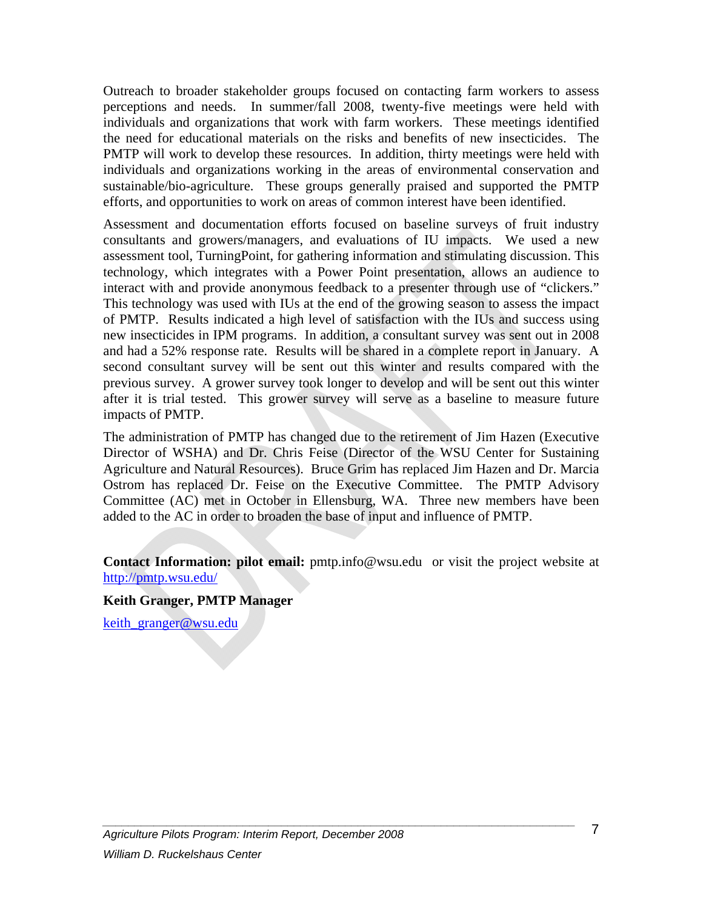Outreach to broader stakeholder groups focused on contacting farm workers to assess perceptions and needs. In summer/fall 2008, twenty-five meetings were held with individuals and organizations that work with farm workers. These meetings identified the need for educational materials on the risks and benefits of new insecticides. The PMTP will work to develop these resources. In addition, thirty meetings were held with individuals and organizations working in the areas of environmental conservation and sustainable/bio-agriculture. These groups generally praised and supported the PMTP efforts, and opportunities to work on areas of common interest have been identified.

Assessment and documentation efforts focused on baseline surveys of fruit industry consultants and growers/managers, and evaluations of IU impacts. We used a new assessment tool, TurningPoint, for gathering information and stimulating discussion. This technology, which integrates with a Power Point presentation, allows an audience to interact with and provide anonymous feedback to a presenter through use of "clickers." This technology was used with IUs at the end of the growing season to assess the impact of PMTP. Results indicated a high level of satisfaction with the IUs and success using new insecticides in IPM programs. In addition, a consultant survey was sent out in 2008 and had a 52% response rate. Results will be shared in a complete report in January. A second consultant survey will be sent out this winter and results compared with the previous survey. A grower survey took longer to develop and will be sent out this winter after it is trial tested. This grower survey will serve as a baseline to measure future impacts of PMTP.

The administration of PMTP has changed due to the retirement of Jim Hazen (Executive Director of WSHA) and Dr. Chris Feise (Director of the WSU Center for Sustaining Agriculture and Natural Resources). Bruce Grim has replaced Jim Hazen and Dr. Marcia Ostrom has replaced Dr. Feise on the Executive Committee. The PMTP Advisory Committee (AC) met in October in Ellensburg, WA. Three new members have been added to the AC in order to broaden the base of input and influence of PMTP.

**Contact Information: pilot email:** pmtp.info@wsu.edu or visit the project website at http://pmtp.wsu.edu/

**Keith Granger, PMTP Manager**

keith_granger@wsu.edu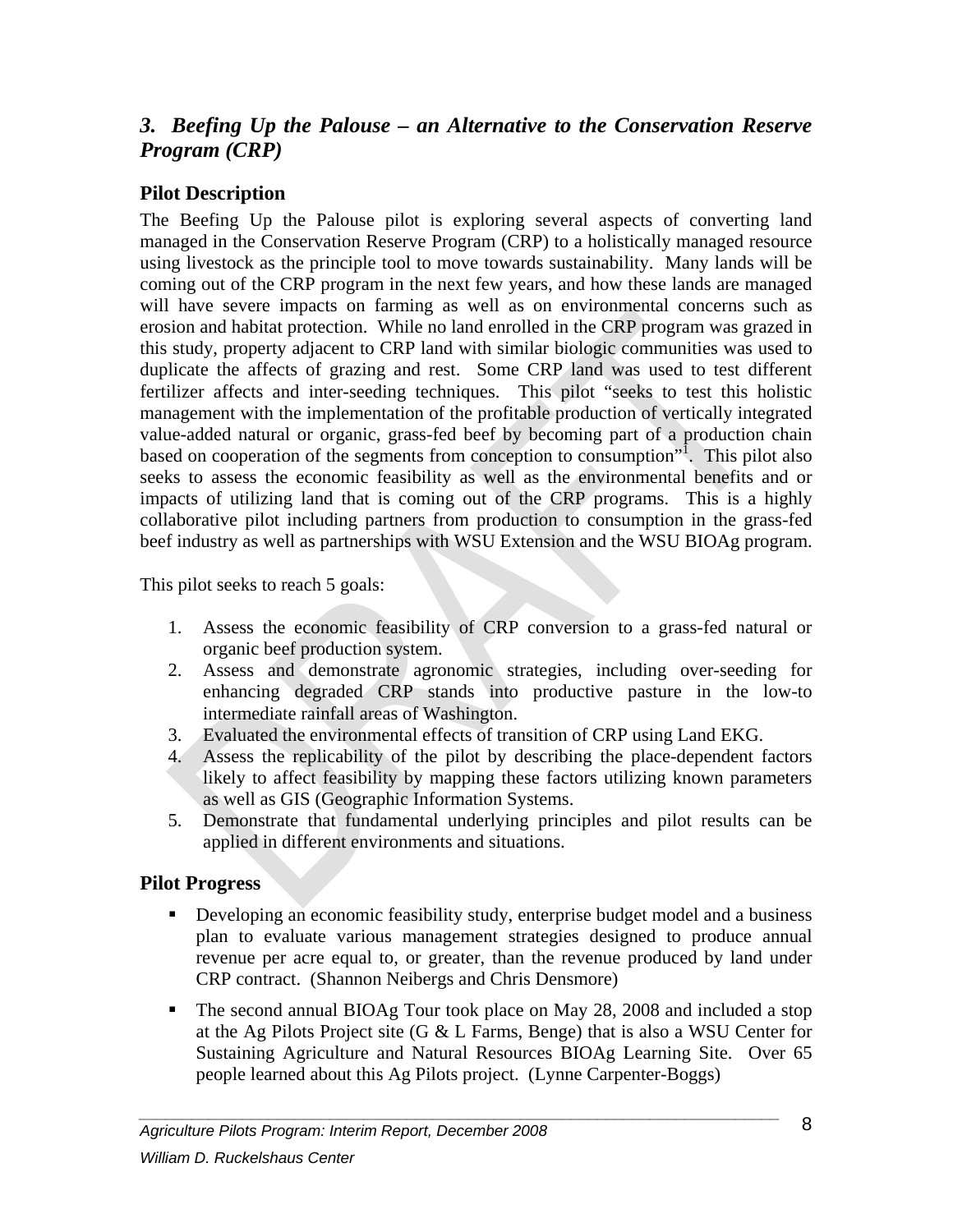## *3. Beefing Up the Palouse – an Alternative to the Conservation Reserve Program (CRP)*

### Pilot Description

The Beefing Up the Palouse pilot is exploring several aspects of converting land managed in the Conservation Reserve Program (CRP) to a holistically managed resource using livestock as the principle tool to move towards sustainability. Many lands will be coming out of the CRP program in the next few years, and how these lands are managed will have severe impacts on farming as well as on environmental concerns such as erosion and habitat protection. While no land enrolled in the CRP program was grazed in this study, property adjacent to CRP land with similar biologic communities was used to duplicate the affects of grazing and rest. Some CRP land was used to test different fertilizer affects and inter-seeding techniques. This pilot "seeks to test this holistic management with the implementation of the profitable production of vertically integrated value-added natural or organic, grass-fed beef by becoming part of a production chain based on cooperation of the segments from conception to consumption"[1]. This pilot also seeks to assess the economic feasibility as well as the environmental benefits and or impacts of utilizing land that is coming out of the CRP programs. This is a highly collaborative pilot including partners from production to consumption in the grass-fed beef industry as well as partnerships with WSU Extension and the WSU BIOAg program.

This pilot seeks to reach 5 goals:

1. Assess the economic feasibility of CRP conversion to a grass-fed natural or organic beef production system.
2. Assess and demonstrate agronomic strategies, including over-seeding for enhancing degraded CRP stands into productive pasture in the low-to intermediate rainfall areas of Washington.
3. Evaluated the environmental effects of transition of CRP using Land EKG.
4. Assess the replicability of the pilot by describing the place-dependent factors likely to affect feasibility by mapping these factors utilizing known parameters as well as GIS (Geographic Information Systems.
5. Demonstrate that fundamental underlying principles and pilot results can be applied in different environments and situations.

### Pilot Progress

- Developing an economic feasibility study, enterprise budget model and a business plan to evaluate various management strategies designed to produce annual revenue per acre equal to, or greater, than the revenue produced by land under CRP contract. (Shannon Neibergs and Chris Densmore)
- The second annual BIOAg Tour took place on May 28, 2008 and included a stop at the Ag Pilots Project site (G & L Farms, Benge) that is also a WSU Center for Sustaining Agriculture and Natural Resources BIOAg Learning Site. Over 65 people learned about this Ag Pilots project. (Lynne Carpenter-Boggs)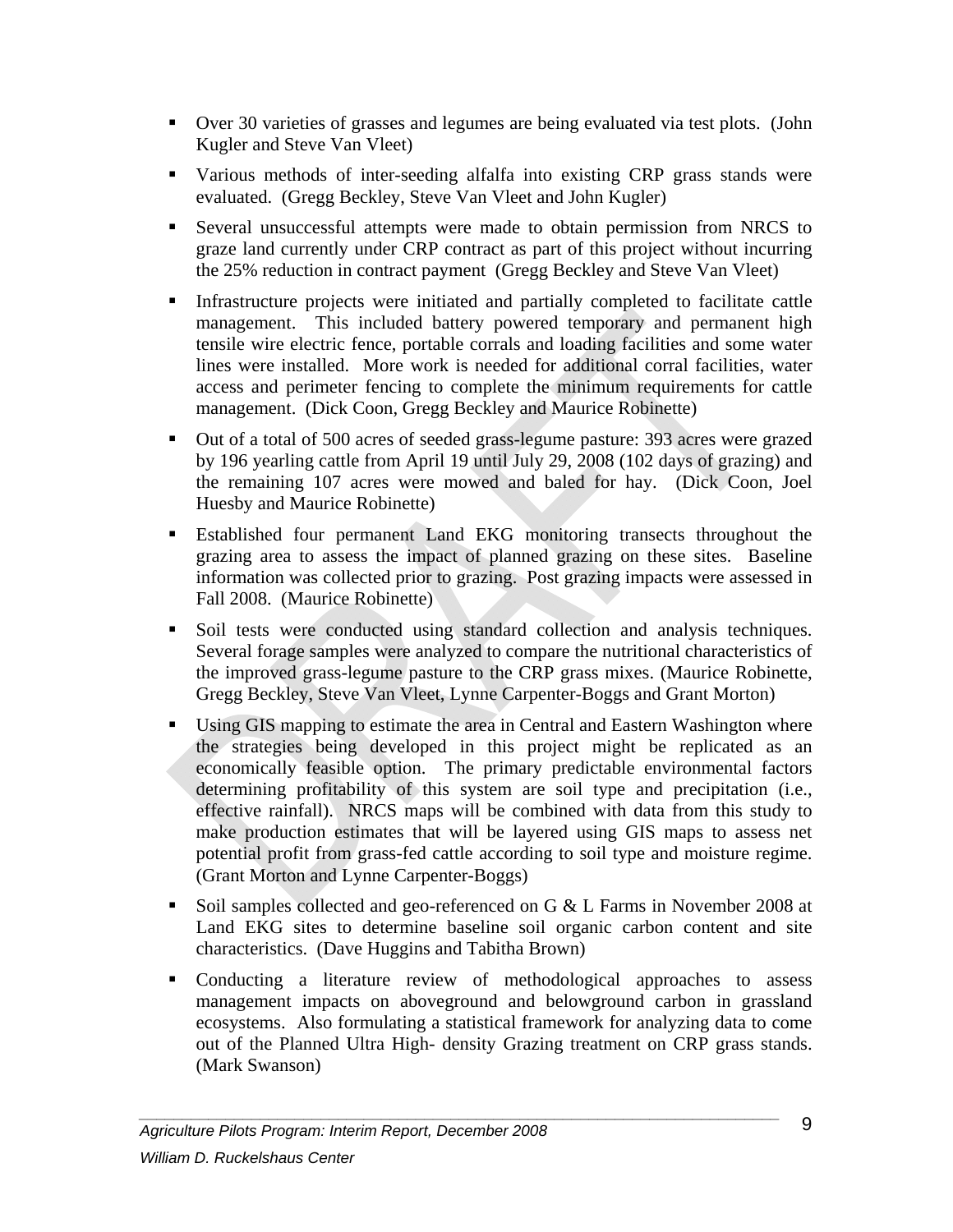- Over 30 varieties of grasses and legumes are being evaluated via test plots. (John Kugler and Steve Van Vleet)
- Various methods of inter-seeding alfalfa into existing CRP grass stands were evaluated. (Gregg Beckley, Steve Van Vleet and John Kugler)
- Several unsuccessful attempts were made to obtain permission from NRCS to graze land currently under CRP contract as part of this project without incurring the 25% reduction in contract payment (Gregg Beckley and Steve Van Vleet)
- Infrastructure projects were initiated and partially completed to facilitate cattle management. This included battery powered temporary and permanent high tensile wire electric fence, portable corrals and loading facilities and some water lines were installed. More work is needed for additional corral facilities, water access and perimeter fencing to complete the minimum requirements for cattle management. (Dick Coon, Gregg Beckley and Maurice Robinette)
- Out of a total of 500 acres of seeded grass-legume pasture: 393 acres were grazed by 196 yearling cattle from April 19 until July 29, 2008 (102 days of grazing) and the remaining 107 acres were mowed and baled for hay. (Dick Coon, Joel Huesby and Maurice Robinette)
- Established four permanent Land EKG monitoring transects throughout the grazing area to assess the impact of planned grazing on these sites. Baseline information was collected prior to grazing. Post grazing impacts were assessed in Fall 2008. (Maurice Robinette)
- Soil tests were conducted using standard collection and analysis techniques. Several forage samples were analyzed to compare the nutritional characteristics of the improved grass-legume pasture to the CRP grass mixes. (Maurice Robinette, Gregg Beckley, Steve Van Vleet, Lynne Carpenter-Boggs and Grant Morton)
- Using GIS mapping to estimate the area in Central and Eastern Washington where the strategies being developed in this project might be replicated as an economically feasible option. The primary predictable environmental factors determining profitability of this system are soil type and precipitation (i.e., effective rainfall). NRCS maps will be combined with data from this study to make production estimates that will be layered using GIS maps to assess net potential profit from grass-fed cattle according to soil type and moisture regime. (Grant Morton and Lynne Carpenter-Boggs)
- Soil samples collected and geo-referenced on G & L Farms in November 2008 at Land EKG sites to determine baseline soil organic carbon content and site characteristics. (Dave Huggins and Tabitha Brown)
- Conducting a literature review of methodological approaches to assess management impacts on aboveground and belowground carbon in grassland ecosystems. Also formulating a statistical framework for analyzing data to come out of the Planned Ultra High- density Grazing treatment on CRP grass stands. (Mark Swanson)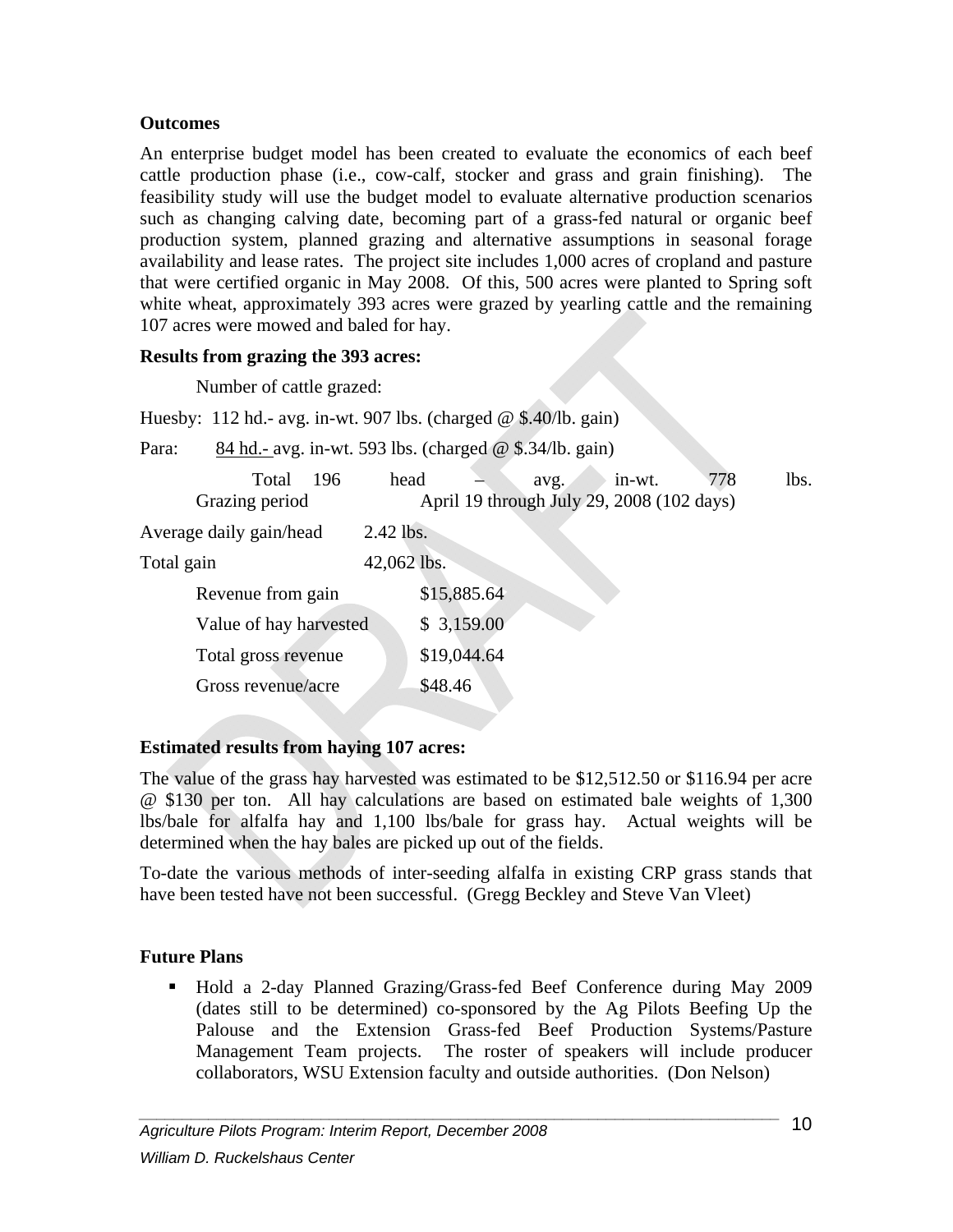**Outcomes**

An enterprise budget model has been created to evaluate the economics of each beef cattle production phase (i.e., cow-calf, stocker and grass and grain finishing). The feasibility study will use the budget model to evaluate alternative production scenarios such as changing calving date, becoming part of a grass-fed natural or organic beef production system, planned grazing and alternative assumptions in seasonal forage availability and lease rates. The project site includes 1,000 acres of cropland and pasture that were certified organic in May 2008. Of this, 500 acres were planted to Spring soft white wheat, approximately 393 acres were grazed by yearling cattle and the remaining 107 acres were mowed and baled for hay.

**Results from grazing the 393 acres:**

Number of cattle grazed:

Huesby: 112 hd.- avg. in-wt. 907 lbs. (charged @ $.40/lb. gain)

Para: 84 hd.- avg. in-wt. 593 lbs. (charged @ $.34/lb. gain)

Total 196 head – avg. in-wt. 778 lbs.

Grazing period April 19 through July 29, 2008 (102 days)

Average daily gain/head 2.42 lbs.

Total gain 42,062 lbs.

| | |
|---|---|
| Revenue from gain | $15,885.64 |
| Value of hay harvested | $ 3,159.00 |
| Total gross revenue | $19,044.64 |
| Gross revenue/acre | $48.46 |

**Estimated results from haying 107 acres:**

The value of the grass hay harvested was estimated to be $12,512.50 or $116.94 per acre @ $130 per ton. All hay calculations are based on estimated bale weights of 1,300 lbs/bale for alfalfa hay and 1,100 lbs/bale for grass hay. Actual weights will be determined when the hay bales are picked up out of the fields.

To-date the various methods of inter-seeding alfalfa in existing CRP grass stands that have been tested have not been successful. (Gregg Beckley and Steve Van Vleet)

**Future Plans**

- Hold a 2-day Planned Grazing/Grass-fed Beef Conference during May 2009 (dates still to be determined) co-sponsored by the Ag Pilots Beefing Up the Palouse and the Extension Grass-fed Beef Production Systems/Pasture Management Team projects. The roster of speakers will include producer collaborators, WSU Extension faculty and outside authorities. (Don Nelson)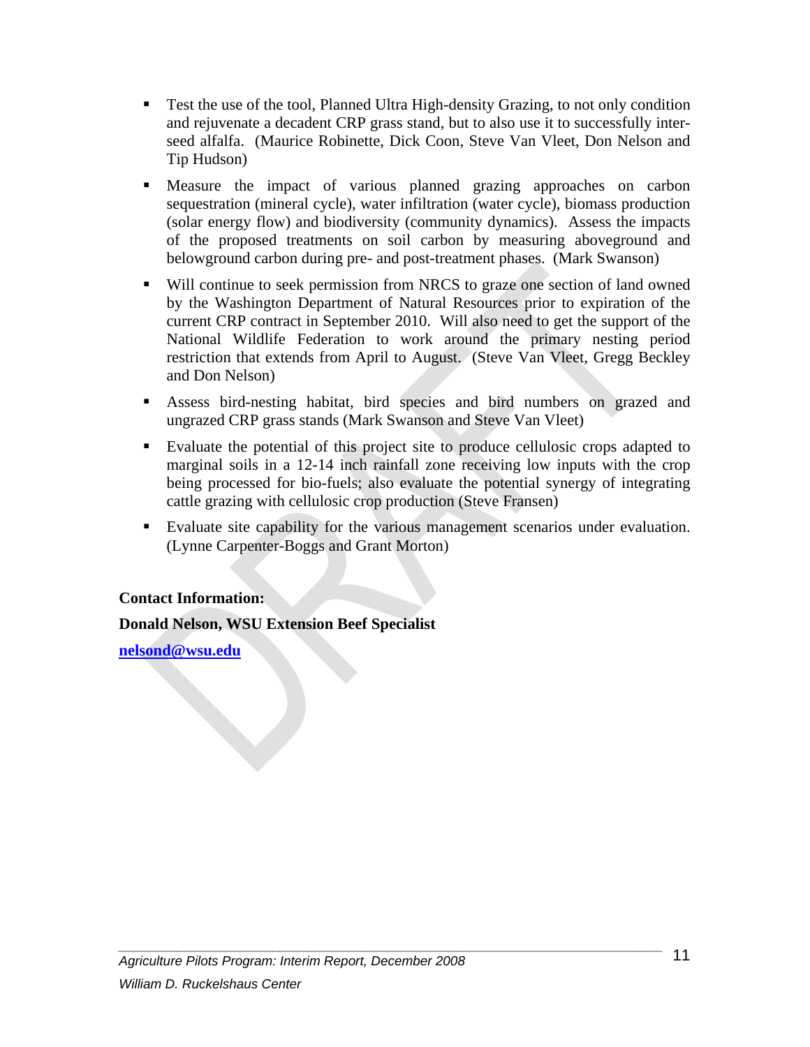- Test the use of the tool, Planned Ultra High-density Grazing, to not only condition and rejuvenate a decadent CRP grass stand, but to also use it to successfully inter-seed alfalfa. (Maurice Robinette, Dick Coon, Steve Van Vleet, Don Nelson and Tip Hudson)
- Measure the impact of various planned grazing approaches on carbon sequestration (mineral cycle), water infiltration (water cycle), biomass production (solar energy flow) and biodiversity (community dynamics). Assess the impacts of the proposed treatments on soil carbon by measuring aboveground and belowground carbon during pre- and post-treatment phases. (Mark Swanson)
- Will continue to seek permission from NRCS to graze one section of land owned by the Washington Department of Natural Resources prior to expiration of the current CRP contract in September 2010. Will also need to get the support of the National Wildlife Federation to work around the primary nesting period restriction that extends from April to August. (Steve Van Vleet, Gregg Beckley and Don Nelson)
- Assess bird-nesting habitat, bird species and bird numbers on grazed and ungrazed CRP grass stands (Mark Swanson and Steve Van Vleet)
- Evaluate the potential of this project site to produce cellulosic crops adapted to marginal soils in a 12-14 inch rainfall zone receiving low inputs with the crop being processed for bio-fuels; also evaluate the potential synergy of integrating cattle grazing with cellulosic crop production (Steve Fransen)
- Evaluate site capability for the various management scenarios under evaluation. (Lynne Carpenter-Boggs and Grant Morton)

**Contact Information:**

**Donald Nelson, WSU Extension Beef Specialist**

**nelsond@wsu.edu**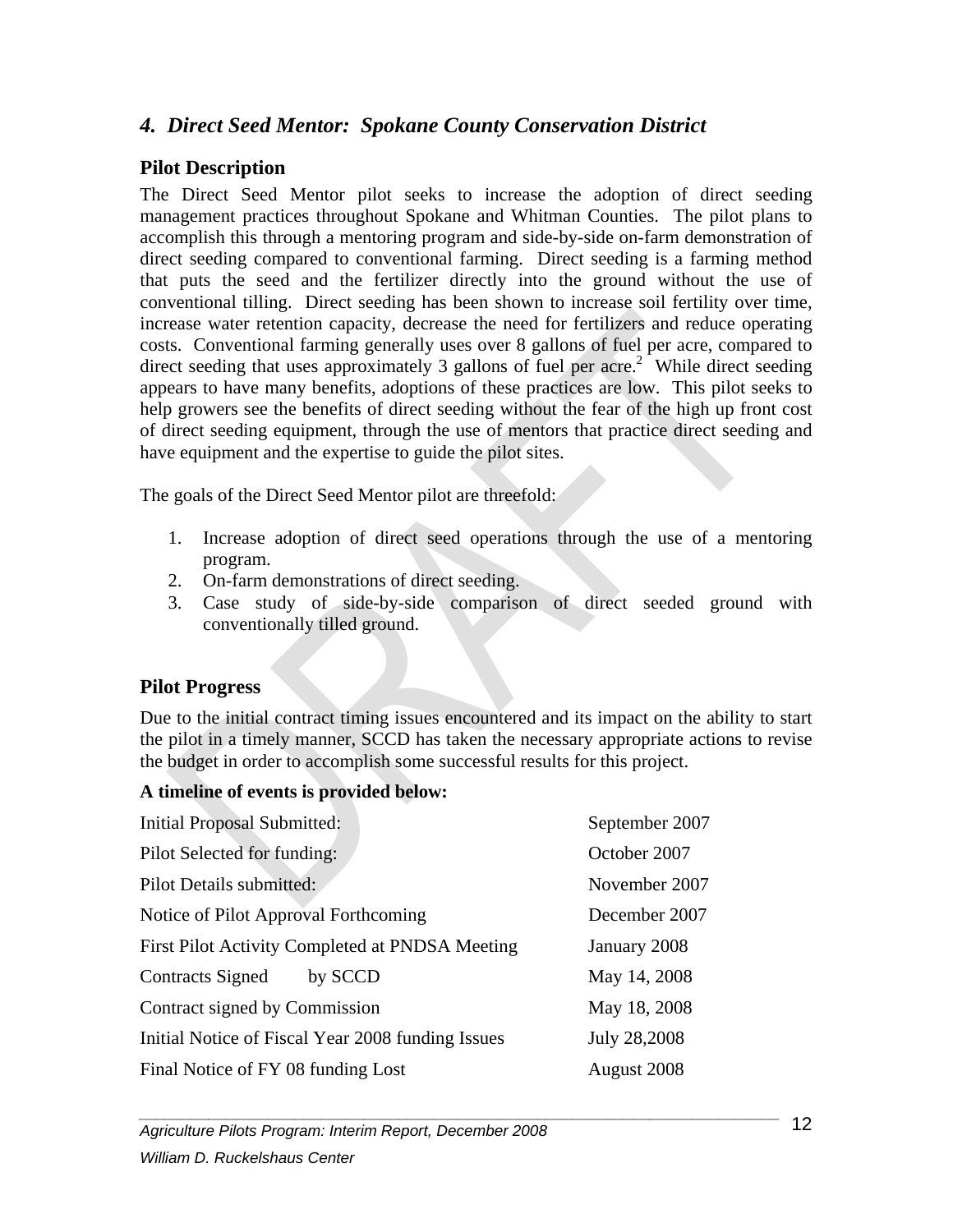## *4. Direct Seed Mentor: Spokane County Conservation District*

### Pilot Description

The Direct Seed Mentor pilot seeks to increase the adoption of direct seeding management practices throughout Spokane and Whitman Counties. The pilot plans to accomplish this through a mentoring program and side-by-side on-farm demonstration of direct seeding compared to conventional farming. Direct seeding is a farming method that puts the seed and the fertilizer directly into the ground without the use of conventional tilling. Direct seeding has been shown to increase soil fertility over time, increase water retention capacity, decrease the need for fertilizers and reduce operating costs. Conventional farming generally uses over 8 gallons of fuel per acre, compared to direct seeding that uses approximately 3 gallons of fuel per acre.[2] While direct seeding appears to have many benefits, adoptions of these practices are low. This pilot seeks to help growers see the benefits of direct seeding without the fear of the high up front cost of direct seeding equipment, through the use of mentors that practice direct seeding and have equipment and the expertise to guide the pilot sites.

The goals of the Direct Seed Mentor pilot are threefold:

1. Increase adoption of direct seed operations through the use of a mentoring program.
2. On-farm demonstrations of direct seeding.
3. Case study of side-by-side comparison of direct seeded ground with conventionally tilled ground.

### Pilot Progress

Due to the initial contract timing issues encountered and its impact on the ability to start the pilot in a timely manner, SCCD has taken the necessary appropriate actions to revise the budget in order to accomplish some successful results for this project.

**A timeline of events is provided below:**

| | |
|---|---|
| Initial Proposal Submitted: | September 2007 |
| Pilot Selected for funding: | October 2007 |
| Pilot Details submitted: | November 2007 |
| Notice of Pilot Approval Forthcoming | December 2007 |
| First Pilot Activity Completed at PNDSA Meeting | January 2008 |
| Contracts Signed by SCCD | May 14, 2008 |
| Contract signed by Commission | May 18, 2008 |
| Initial Notice of Fiscal Year 2008 funding Issues | July 28,2008 |
| Final Notice of FY 08 funding Lost | August 2008 |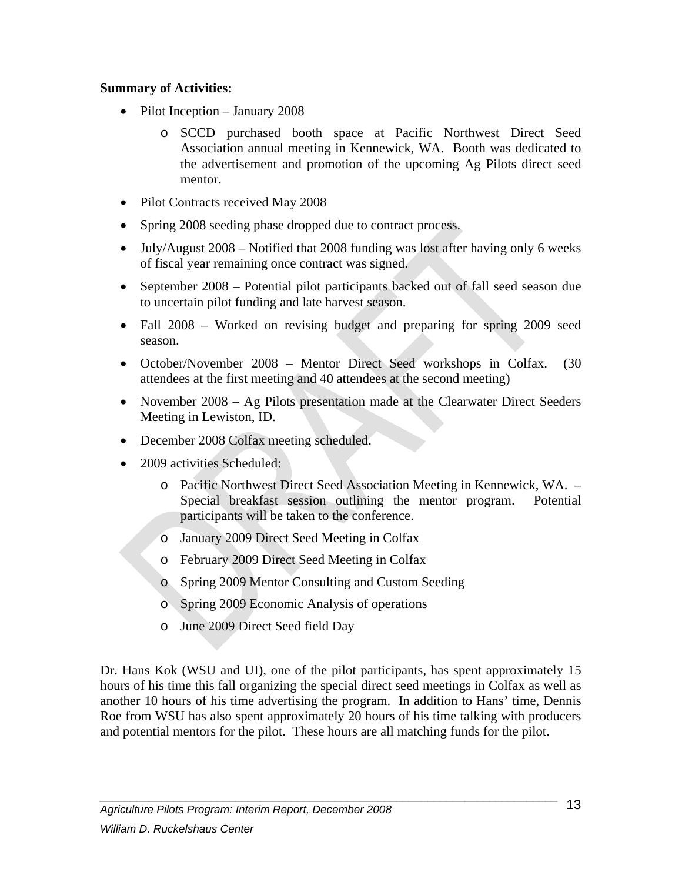**Summary of Activities:**

- Pilot Inception – January 2008
    - SCCD purchased booth space at Pacific Northwest Direct Seed Association annual meeting in Kennewick, WA. Booth was dedicated to the advertisement and promotion of the upcoming Ag Pilots direct seed mentor.
- Pilot Contracts received May 2008
- Spring 2008 seeding phase dropped due to contract process.
- July/August 2008 – Notified that 2008 funding was lost after having only 6 weeks of fiscal year remaining once contract was signed.
- September 2008 – Potential pilot participants backed out of fall seed season due to uncertain pilot funding and late harvest season.
- Fall 2008 – Worked on revising budget and preparing for spring 2009 seed season.
- October/November 2008 – Mentor Direct Seed workshops in Colfax. (30 attendees at the first meeting and 40 attendees at the second meeting)
- November 2008 – Ag Pilots presentation made at the Clearwater Direct Seeders Meeting in Lewiston, ID.
- December 2008 Colfax meeting scheduled.
- 2009 activities Scheduled:
    - Pacific Northwest Direct Seed Association Meeting in Kennewick, WA. – Special breakfast session outlining the mentor program. Potential participants will be taken to the conference.
    - January 2009 Direct Seed Meeting in Colfax
    - February 2009 Direct Seed Meeting in Colfax
    - Spring 2009 Mentor Consulting and Custom Seeding
    - Spring 2009 Economic Analysis of operations
    - June 2009 Direct Seed field Day

Dr. Hans Kok (WSU and UI), one of the pilot participants, has spent approximately 15 hours of his time this fall organizing the special direct seed meetings in Colfax as well as another 10 hours of his time advertising the program. In addition to Hans' time, Dennis Roe from WSU has also spent approximately 20 hours of his time talking with producers and potential mentors for the pilot. These hours are all matching funds for the pilot.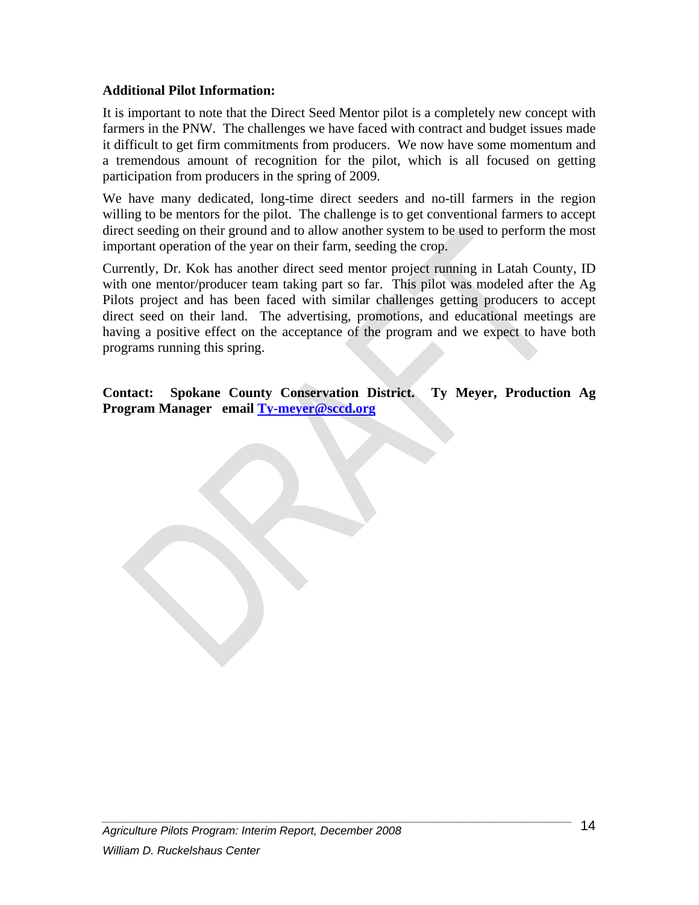**Additional Pilot Information:**

It is important to note that the Direct Seed Mentor pilot is a completely new concept with farmers in the PNW. The challenges we have faced with contract and budget issues made it difficult to get firm commitments from producers. We now have some momentum and a tremendous amount of recognition for the pilot, which is all focused on getting participation from producers in the spring of 2009.

We have many dedicated, long-time direct seeders and no-till farmers in the region willing to be mentors for the pilot. The challenge is to get conventional farmers to accept direct seeding on their ground and to allow another system to be used to perform the most important operation of the year on their farm, seeding the crop.

Currently, Dr. Kok has another direct seed mentor project running in Latah County, ID with one mentor/producer team taking part so far. This pilot was modeled after the Ag Pilots project and has been faced with similar challenges getting producers to accept direct seed on their land. The advertising, promotions, and educational meetings are having a positive effect on the acceptance of the program and we expect to have both programs running this spring.

**Contact: Spokane County Conservation District. Ty Meyer, Production Ag Program Manager email [Ty-meyer@sccd.org](mailto:Ty-meyer@sccd.org)**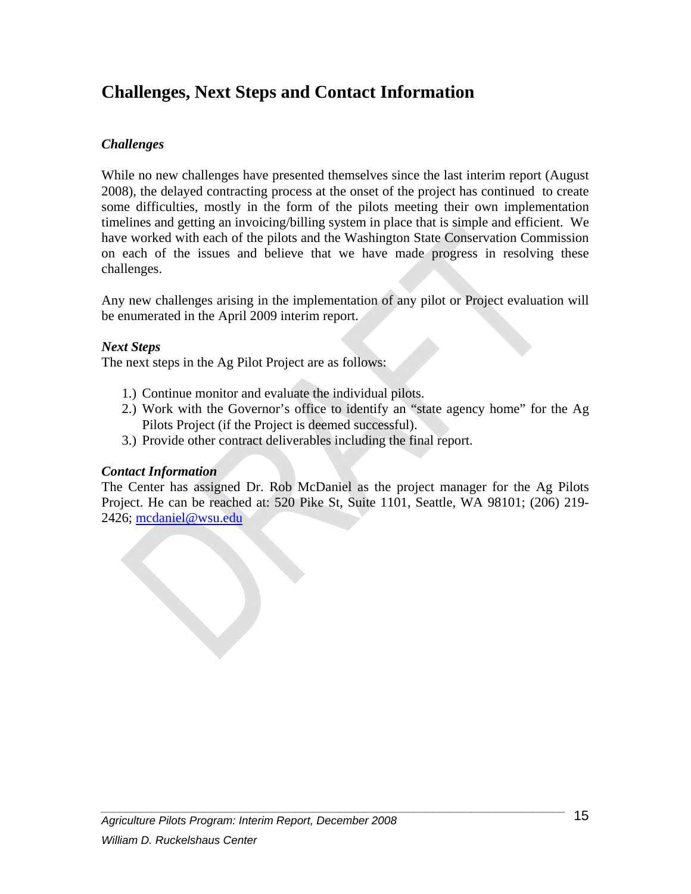## Challenges, Next Steps and Contact Information

### *Challenges*

While no new challenges have presented themselves since the last interim report (August 2008), the delayed contracting process at the onset of the project has continued to create some difficulties, mostly in the form of the pilots meeting their own implementation timelines and getting an invoicing/billing system in place that is simple and efficient. We have worked with each of the pilots and the Washington State Conservation Commission on each of the issues and believe that we have made progress in resolving these challenges.

Any new challenges arising in the implementation of any pilot or Project evaluation will be enumerated in the April 2009 interim report.

### *Next Steps*

The next steps in the Ag Pilot Project are as follows:

1.) Continue monitor and evaluate the individual pilots.
2.) Work with the Governor's office to identify an "state agency home" for the Ag Pilots Project (if the Project is deemed successful).
3.) Provide other contract deliverables including the final report.

### *Contact Information*

The Center has assigned Dr. Rob McDaniel as the project manager for the Ag Pilots Project. He can be reached at: 520 Pike St, Suite 1101, Seattle, WA 98101; (206) 219-2426; mcdaniel@wsu.edu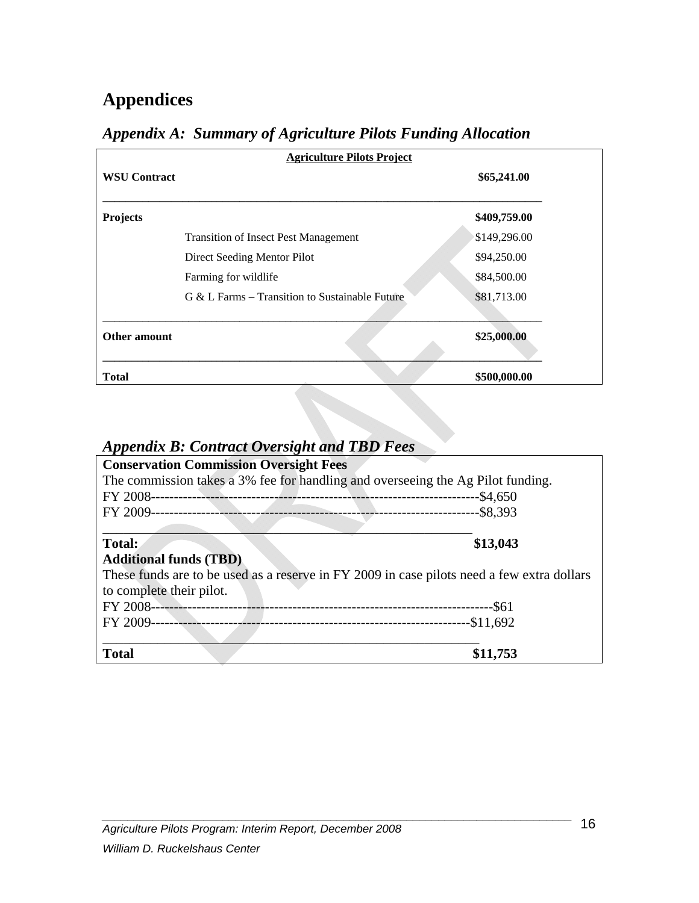# Appendices

## *Appendix A: Summary of Agriculture Pilots Funding Allocation*

| **Agriculture Pilots Project** | | |
|---|---|---|
| **WSU Contract** | | **$65,241.00** |
| **Projects** | | **$409,759.00** |
| | Transition of Insect Pest Management | $149,296.00 |
| | Direct Seeding Mentor Pilot | $94,250.00 |
| | Farming for wildlife | $84,500.00 |
| | G & L Farms – Transition to Sustainable Future | $81,713.00 |
| **Other amount** | | **$25,000.00** |
| **Total** | | **$500,000.00** |

## *Appendix B: Contract Oversight and TBD Fees*

**Conservation Commission Oversight Fees**

The commission takes a 3% fee for handling and overseeing the Ag Pilot funding.

FY 2008------------------------------------------------------------------------$4,650

FY 2009------------------------------------------------------------------------$8,393

**Total: $13,043**

**Additional funds (TBD)**

These funds are to be used as a reserve in FY 2009 in case pilots need a few extra dollars to complete their pilot.

FY 2008--------------------------------------------------------------------------$61

FY 2009-----------------------------------------------------------------------$11,692

**Total $11,753**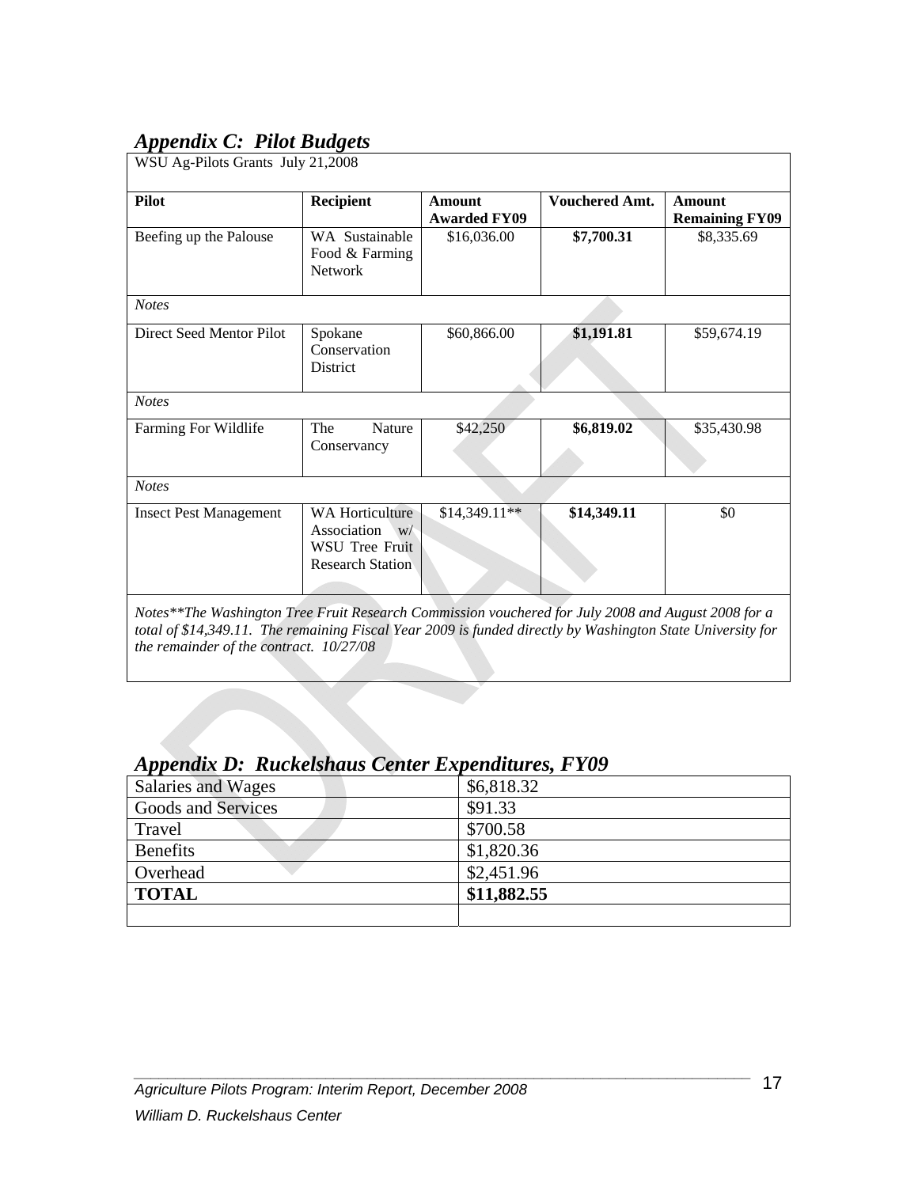## *Appendix C: Pilot Budgets*

WSU Ag-Pilots Grants July 21,2008

| Pilot | Recipient | Amount Awarded FY09 | Vouchered Amt. | Amount Remaining FY09 |
|---|---|---|---|---|
| Beefing up the Palouse | WA Sustainable Food & Farming Network | $16,036.00 | **$7,700.31** | $8,335.69 |
| *Notes* | | | | |
| Direct Seed Mentor Pilot | Spokane Conservation District | $60,866.00 | **$1,191.81** | $59,674.19 |
| *Notes* | | | | |
| Farming For Wildlife | The Nature Conservancy | $42,250 | **$6,819.02** | $35,430.98 |
| *Notes* | | | | |
| Insect Pest Management | WA Horticulture Association w/ WSU Tree Fruit Research Station | $14,349.11** | **$14,349.11** | $0 |
| *Notes**The Washington Tree Fruit Research Commission vouchered for July 2008 and August 2008 for a total of $14,349.11. The remaining Fiscal Year 2009 is funded directly by Washington State University for the remainder of the contract. 10/27/08* | | | | |

## *Appendix D: Ruckelshaus Center Expenditures, FY09*

| | |
|---|---|
| Salaries and Wages | $6,818.32 |
| Goods and Services | $91.33 |
| Travel | $700.58 |
| Benefits | $1,820.36 |
| Overhead | $2,451.96 |
| **TOTAL** | **$11,882.55** |
| | |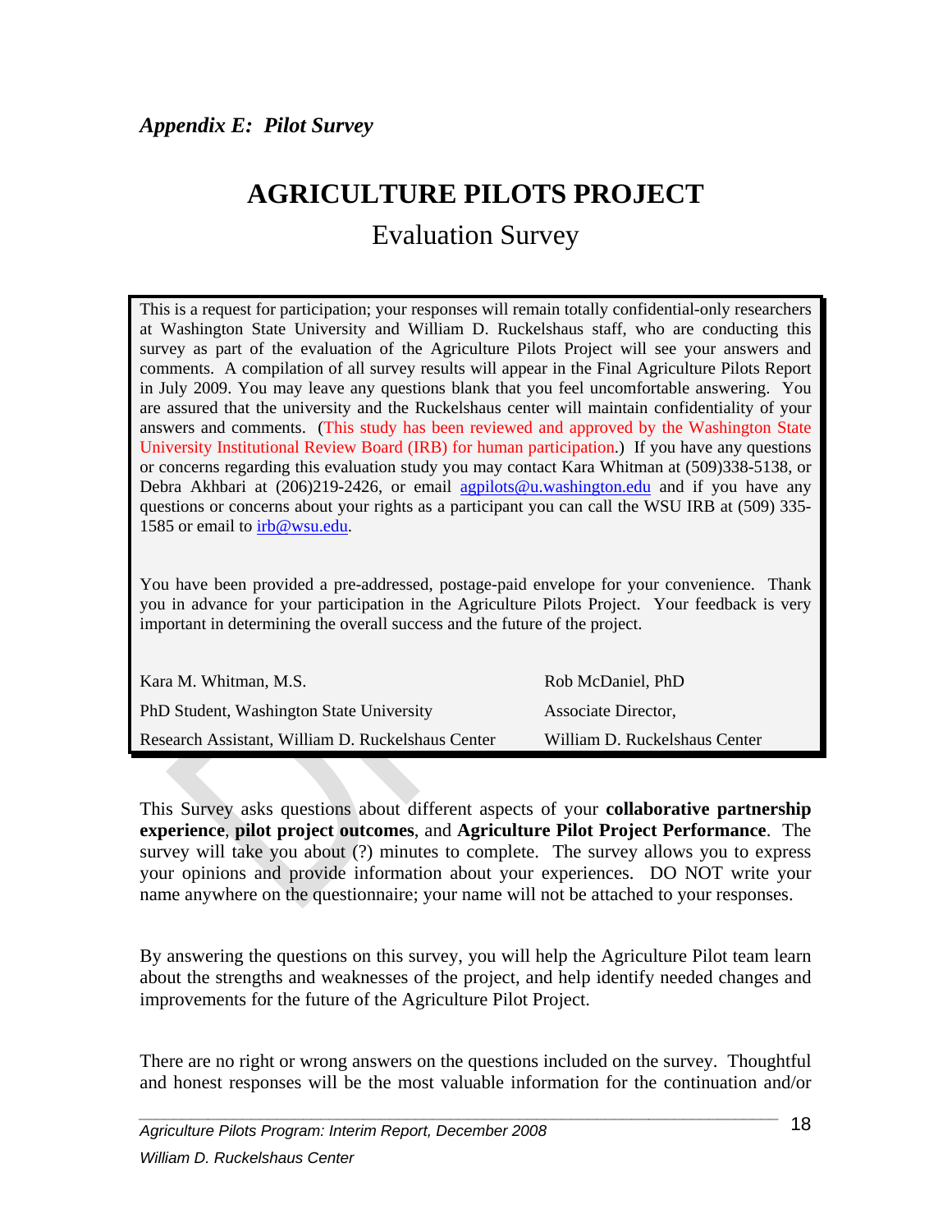*Appendix E: Pilot Survey*

# AGRICULTURE PILOTS PROJECT

## Evaluation Survey

This is a request for participation; your responses will remain totally confidential-only researchers at Washington State University and William D. Ruckelshaus staff, who are conducting this survey as part of the evaluation of the Agriculture Pilots Project will see your answers and comments. A compilation of all survey results will appear in the Final Agriculture Pilots Report in July 2009. You may leave any questions blank that you feel uncomfortable answering. You are assured that the university and the Ruckelshaus center will maintain confidentiality of your answers and comments. (This study has been reviewed and approved by the Washington State University Institutional Review Board (IRB) for human participation.) If you have any questions or concerns regarding this evaluation study you may contact Kara Whitman at (509)338-5138, or Debra Akhbari at (206)219-2426, or email agpilots@u.washington.edu and if you have any questions or concerns about your rights as a participant you can call the WSU IRB at (509) 335-1585 or email to irb@wsu.edu.

You have been provided a pre-addressed, postage-paid envelope for your convenience. Thank you in advance for your participation in the Agriculture Pilots Project. Your feedback is very important in determining the overall success and the future of the project.

| | |
|---|---|
| Kara M. Whitman, M.S. | Rob McDaniel, PhD |
| PhD Student, Washington State University | Associate Director, |
| Research Assistant, William D. Ruckelshaus Center | William D. Ruckelshaus Center |

This Survey asks questions about different aspects of your **collaborative partnership experience**, **pilot project outcomes**, and **Agriculture Pilot Project Performance**. The survey will take you about (?) minutes to complete. The survey allows you to express your opinions and provide information about your experiences. DO NOT write your name anywhere on the questionnaire; your name will not be attached to your responses.

By answering the questions on this survey, you will help the Agriculture Pilot team learn about the strengths and weaknesses of the project, and help identify needed changes and improvements for the future of the Agriculture Pilot Project.

There are no right or wrong answers on the questions included on the survey. Thoughtful and honest responses will be the most valuable information for the continuation and/or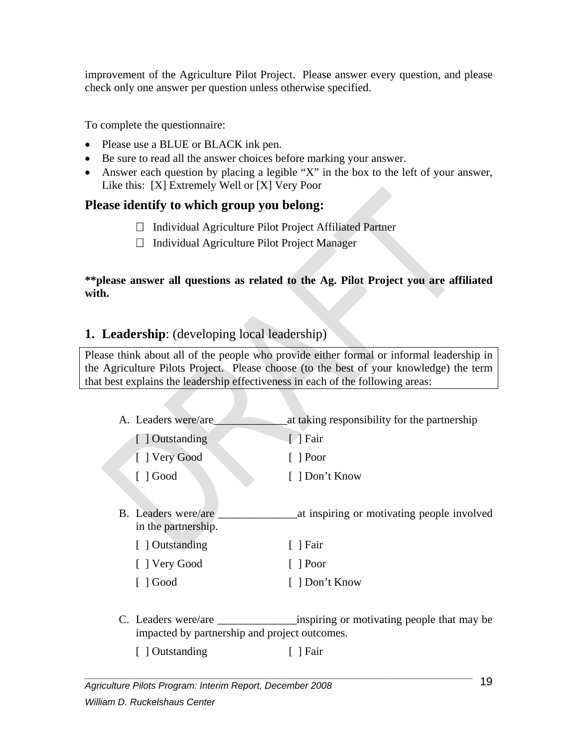improvement of the Agriculture Pilot Project. Please answer every question, and please check only one answer per question unless otherwise specified.

To complete the questionnaire:

- Please use a BLUE or BLACK ink pen.
- Be sure to read all the answer choices before marking your answer.
- Answer each question by placing a legible "X" in the box to the left of your answer, Like this: [X] Extremely Well or [X] Very Poor

## Please identify to which group you belong:

- ☐ Individual Agriculture Pilot Project Affiliated Partner
- ☐ Individual Agriculture Pilot Project Manager

**\*\*please answer all questions as related to the Ag. Pilot Project you are affiliated with.**

## 1. Leadership: (developing local leadership)

Please think about all of the people who provide either formal or informal leadership in the Agriculture Pilots Project. Please choose (to the best of your knowledge) the term that best explains the leadership effectiveness in each of the following areas:

A. Leaders were/are_____________at taking responsibility for the partnership

| | |
|---|---|
| [ ] Outstanding | [ ] Fair |
| [ ] Very Good | [ ] Poor |
| [ ] Good | [ ] Don't Know |

B. Leaders were/are ______________at inspiring or motivating people involved in the partnership.

| | |
|---|---|
| [ ] Outstanding | [ ] Fair |
| [ ] Very Good | [ ] Poor |
| [ ] Good | [ ] Don't Know |

C. Leaders were/are ______________inspiring or motivating people that may be impacted by partnership and project outcomes.

| | |
|---|---|
| [ ] Outstanding | [ ] Fair |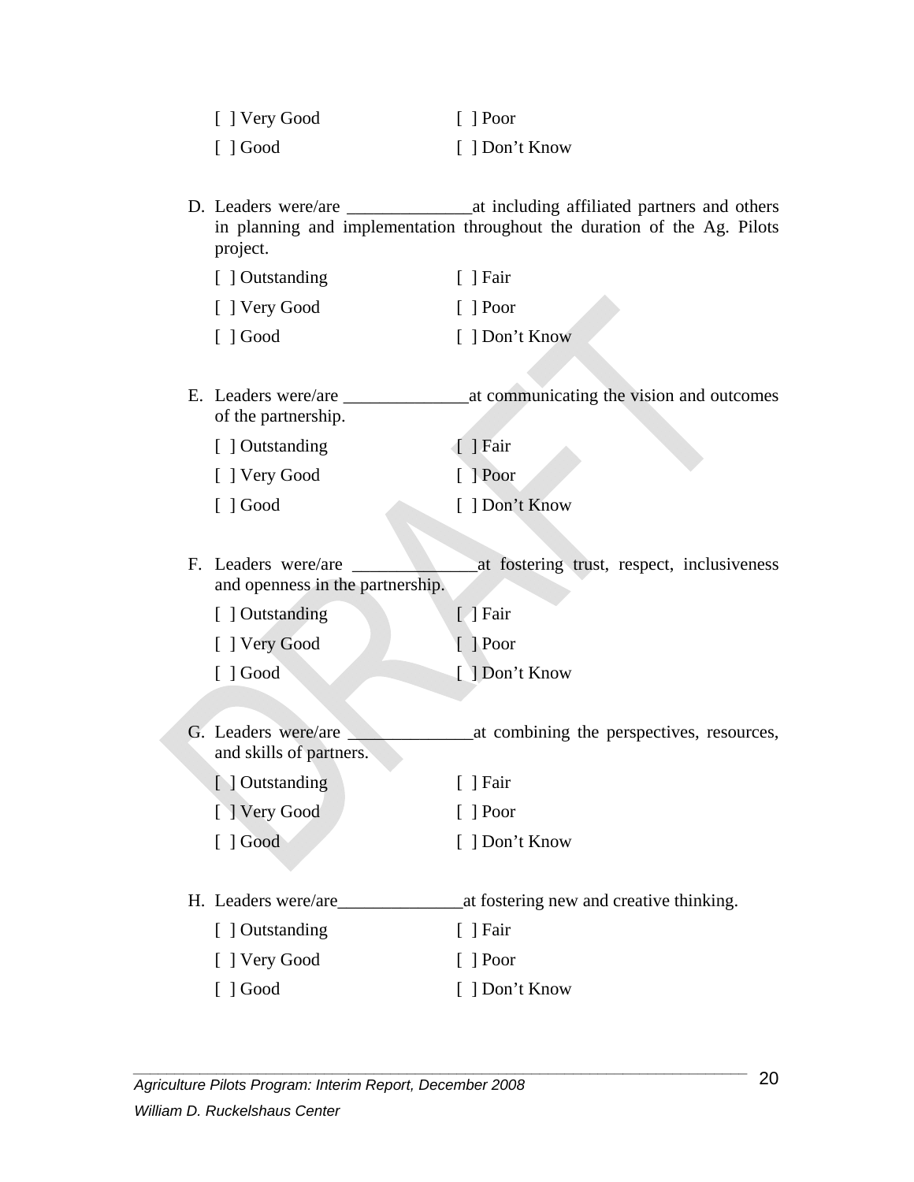[ ] Very Good [ ] Poor

[ ] Good [ ] Don't Know

D. Leaders were/are ______________at including affiliated partners and others in planning and implementation throughout the duration of the Ag. Pilots project.

[ ] Outstanding [ ] Fair

[ ] Very Good [ ] Poor

[ ] Good [ ] Don't Know

E. Leaders were/are ______________at communicating the vision and outcomes of the partnership.

[ ] Outstanding [ ] Fair

[ ] Very Good [ ] Poor

[ ] Good [ ] Don't Know

F. Leaders were/are ______________at fostering trust, respect, inclusiveness and openness in the partnership.

[ ] Outstanding [ ] Fair

[ ] Very Good [ ] Poor

[ ] Good [ ] Don't Know

G. Leaders were/are ______________at combining the perspectives, resources, and skills of partners.

[ ] Outstanding [ ] Fair

[ ] Very Good [ ] Poor

[ ] Good [ ] Don't Know

H. Leaders were/are______________at fostering new and creative thinking.

[ ] Outstanding [ ] Fair

[ ] Very Good [ ] Poor

[ ] Good [ ] Don't Know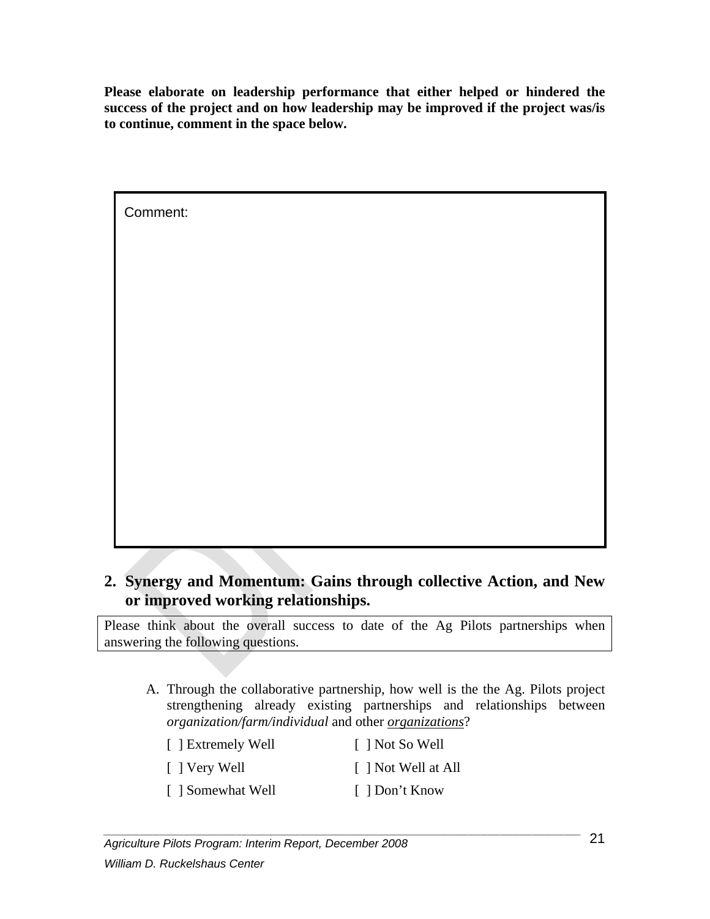**Please elaborate on leadership performance that either helped or hindered the success of the project and on how leadership may be improved if the project was/is to continue, comment in the space below.**

Comment:

## 2. Synergy and Momentum: Gains through collective Action, and New or improved working relationships.

Please think about the overall success to date of the Ag Pilots partnerships when answering the following questions.

A. Through the collaborative partnership, how well is the the Ag. Pilots project strengthening already existing partnerships and relationships between *organization/farm/individual* and other *organizations*?

| | |
|---|---|
| [ ] Extremely Well | [ ] Not So Well |
| [ ] Very Well | [ ] Not Well at All |
| [ ] Somewhat Well | [ ] Don’t Know |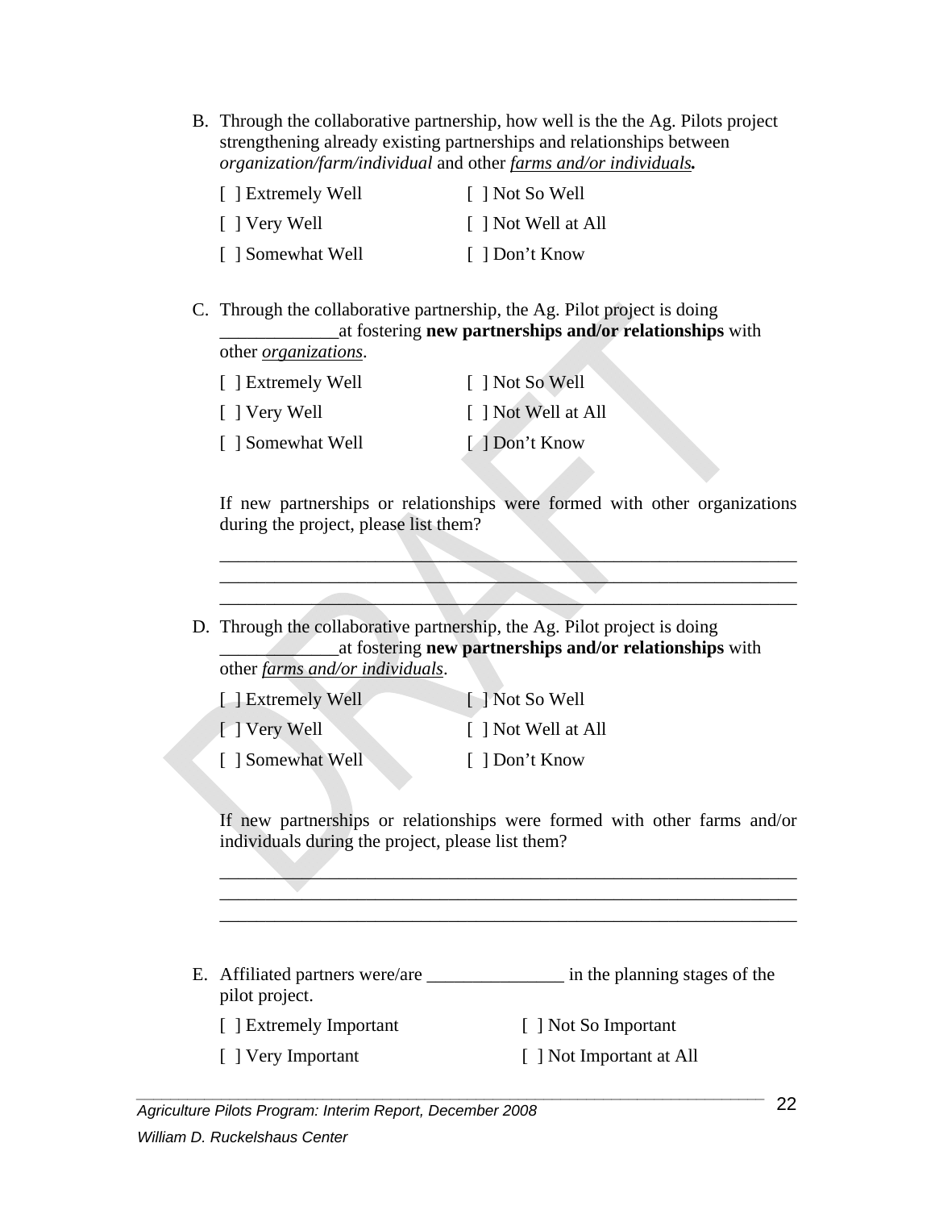B. Through the collaborative partnership, how well is the the Ag. Pilots project strengthening already existing partnerships and relationships between *organization/farm/individual* and other *farms and/or individuals.*

[ ] Extremely Well　　[ ] Not So Well

[ ] Very Well　　[ ] Not Well at All

[ ] Somewhat Well　　[ ] Don't Know

C. Through the collaborative partnership, the Ag. Pilot project is doing _____________at fostering **new partnerships and/or relationships** with other *organizations*.

[ ] Extremely Well　　[ ] Not So Well

[ ] Very Well　　[ ] Not Well at All

[ ] Somewhat Well　　[ ] Don't Know

If new partnerships or relationships were formed with other organizations during the project, please list them?

_________________________________________________________________
_________________________________________________________________
_________________________________________________________________

D. Through the collaborative partnership, the Ag. Pilot project is doing _____________at fostering **new partnerships and/or relationships** with other *farms and/or individuals*.

[ ] Extremely Well　　[ ] Not So Well

[ ] Very Well　　[ ] Not Well at All

[ ] Somewhat Well　　[ ] Don't Know

If new partnerships or relationships were formed with other farms and/or individuals during the project, please list them?

_________________________________________________________________
_________________________________________________________________
_________________________________________________________________

E. Affiliated partners were/are _______________ in the planning stages of the pilot project.

[ ] Extremely Important　　[ ] Not So Important

[ ] Very Important　　[ ] Not Important at All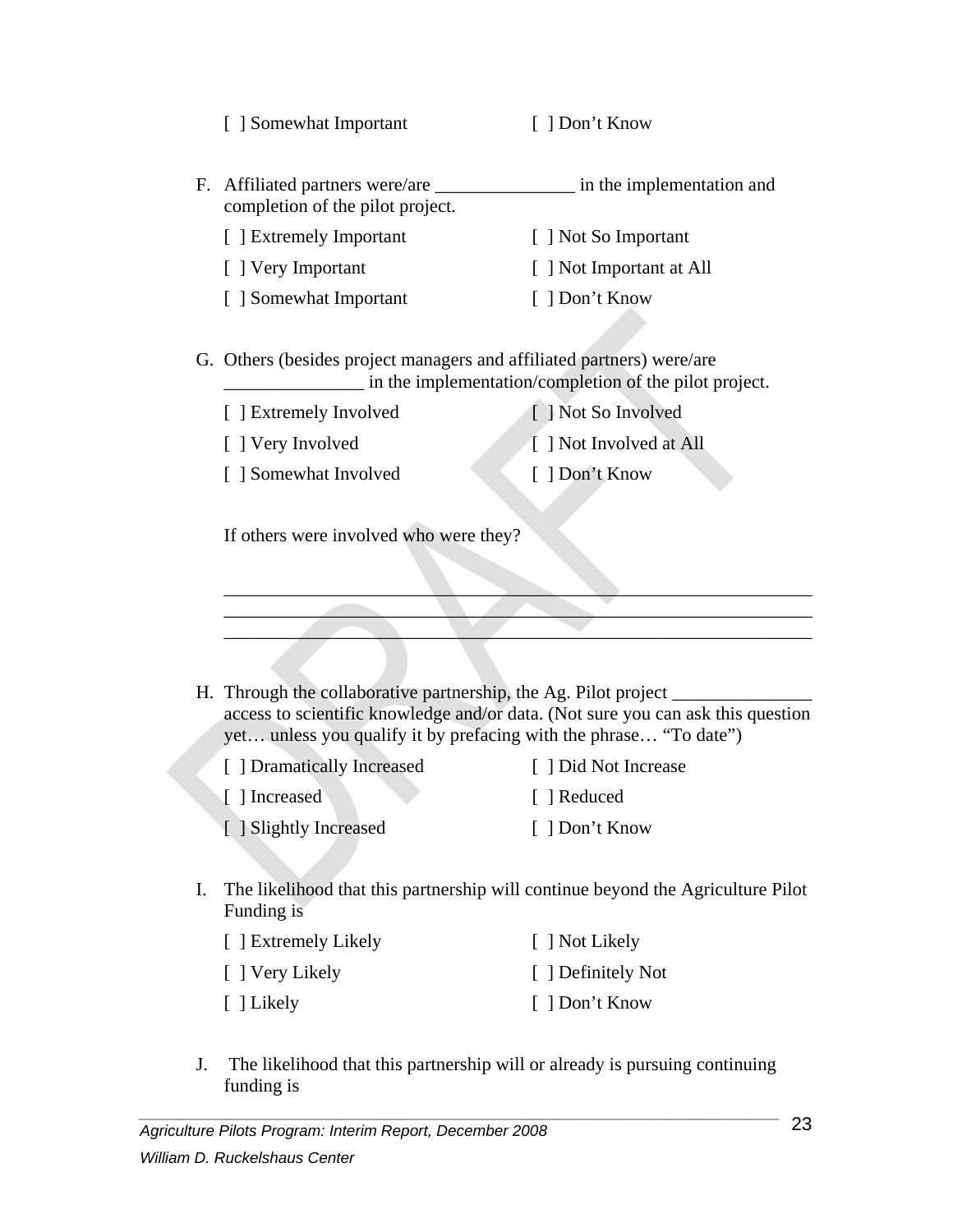[ ] Somewhat Important [ ] Don't Know

F. Affiliated partners were/are _______________ in the implementation and completion of the pilot project.

[ ] Extremely Important [ ] Not So Important

[ ] Very Important [ ] Not Important at All

[ ] Somewhat Important [ ] Don't Know

G. Others (besides project managers and affiliated partners) were/are _______________ in the implementation/completion of the pilot project.

[ ] Extremely Involved [ ] Not So Involved

[ ] Very Involved [ ] Not Involved at All

[ ] Somewhat Involved [ ] Don't Know

If others were involved who were they?

_________________________________________________________________
_________________________________________________________________
_________________________________________________________________

H. Through the collaborative partnership, the Ag. Pilot project _______________ access to scientific knowledge and/or data. (Not sure you can ask this question yet… unless you qualify it by prefacing with the phrase… "To date")

[ ] Dramatically Increased [ ] Did Not Increase

[ ] Increased [ ] Reduced

[ ] Slightly Increased [ ] Don't Know

I. The likelihood that this partnership will continue beyond the Agriculture Pilot Funding is

[ ] Extremely Likely [ ] Not Likely

[ ] Very Likely [ ] Definitely Not

[ ] Likely [ ] Don't Know

J. The likelihood that this partnership will or already is pursuing continuing funding is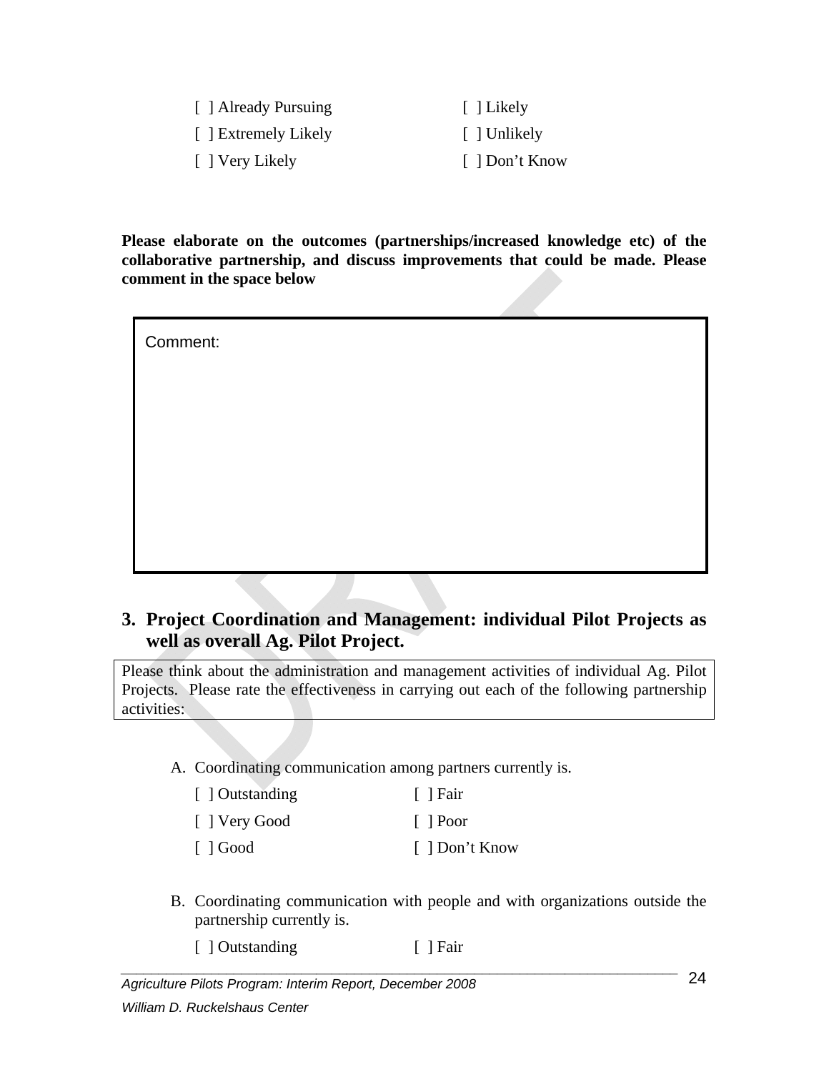[ ] Already Pursuing    [ ] Likely

[ ] Extremely Likely    [ ] Unlikely

[ ] Very Likely    [ ] Don't Know

**Please elaborate on the outcomes (partnerships/increased knowledge etc) of the collaborative partnership, and discuss improvements that could be made. Please comment in the space below**

| Comment: |
|---|
| |

## 3. Project Coordination and Management: individual Pilot Projects as well as overall Ag. Pilot Project.

| Please think about the administration and management activities of individual Ag. Pilot Projects. Please rate the effectiveness in carrying out each of the following partnership activities: |
|---|

A. Coordinating communication among partners currently is.

[ ] Outstanding    [ ] Fair

[ ] Very Good    [ ] Poor

[ ] Good    [ ] Don't Know

B. Coordinating communication with people and with organizations outside the partnership currently is.

[ ] Outstanding    [ ] Fair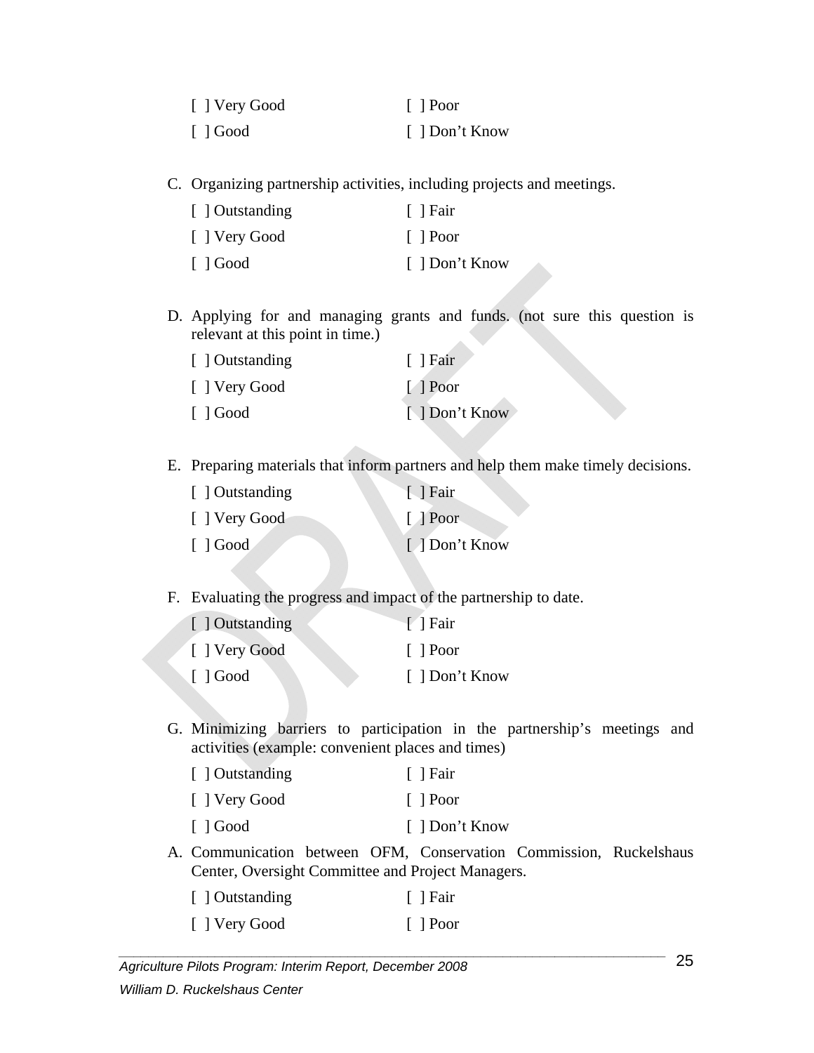[ ] Very Good [ ] Poor

[ ] Good [ ] Don't Know

C. Organizing partnership activities, including projects and meetings.

[ ] Outstanding [ ] Fair

[ ] Very Good [ ] Poor

[ ] Good [ ] Don't Know

D. Applying for and managing grants and funds. (not sure this question is relevant at this point in time.)

[ ] Outstanding [ ] Fair

[ ] Very Good [ ] Poor

[ ] Good [ ] Don't Know

E. Preparing materials that inform partners and help them make timely decisions.

[ ] Outstanding [ ] Fair

[ ] Very Good [ ] Poor

[ ] Good [ ] Don't Know

F. Evaluating the progress and impact of the partnership to date.

[ ] Outstanding [ ] Fair

[ ] Very Good [ ] Poor

[ ] Good [ ] Don't Know

G. Minimizing barriers to participation in the partnership's meetings and activities (example: convenient places and times)

[ ] Outstanding [ ] Fair

[ ] Very Good [ ] Poor

[ ] Good [ ] Don't Know

A. Communication between OFM, Conservation Commission, Ruckelshaus Center, Oversight Committee and Project Managers.

[ ] Outstanding [ ] Fair

[ ] Very Good [ ] Poor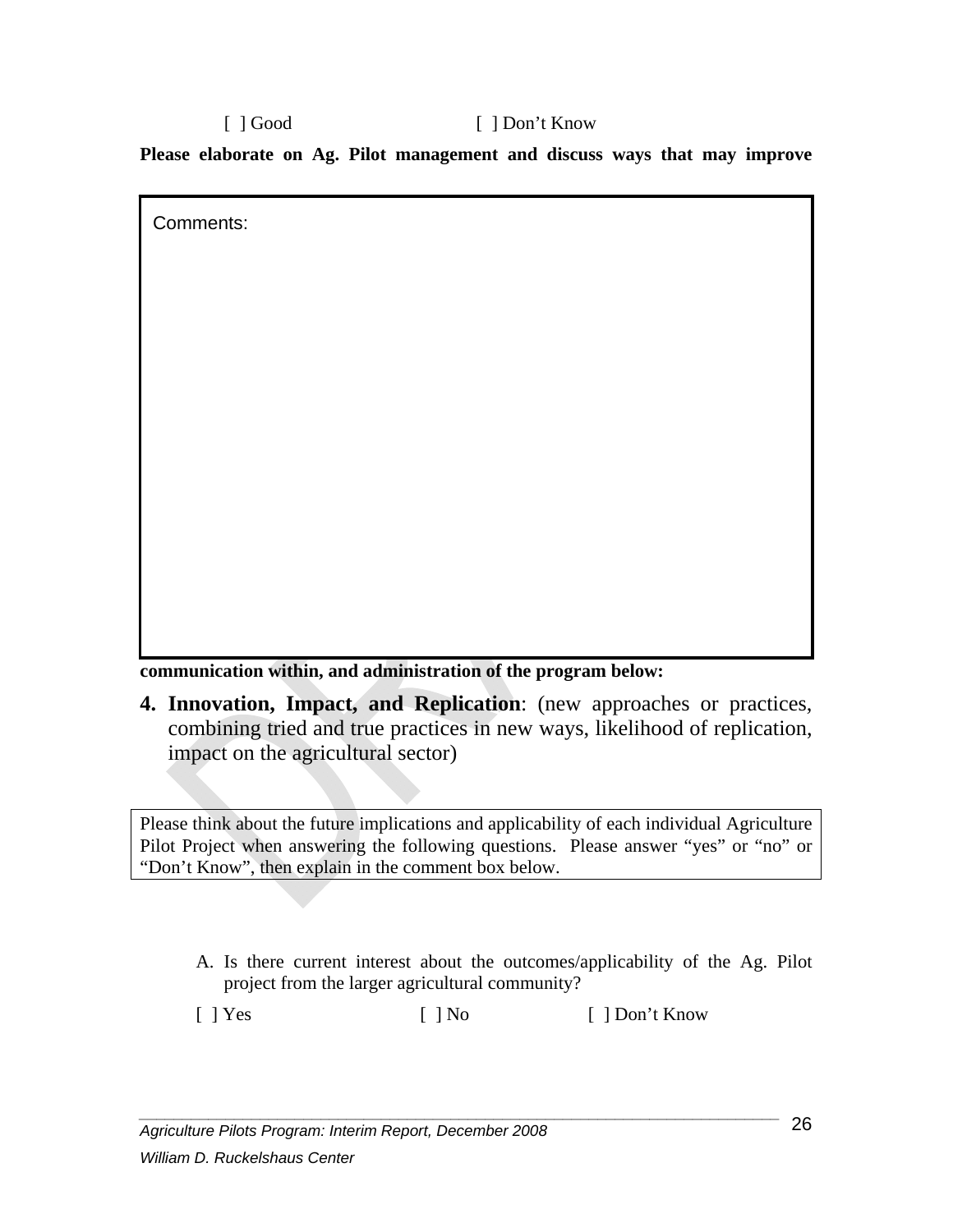[ ] Good [ ] Don't Know

**Please elaborate on Ag. Pilot management and discuss ways that may improve communication within, and administration of the program below:**

| Comments: |
|---|
| |

**4. Innovation, Impact, and Replication**: (new approaches or practices, combining tried and true practices in new ways, likelihood of replication, impact on the agricultural sector)

| Please think about the future implications and applicability of each individual Agriculture Pilot Project when answering the following questions. Please answer "yes" or "no" or "Don't Know", then explain in the comment box below. |
|---|

A. Is there current interest about the outcomes/applicability of the Ag. Pilot project from the larger agricultural community?

[ ] Yes [ ] No [ ] Don't Know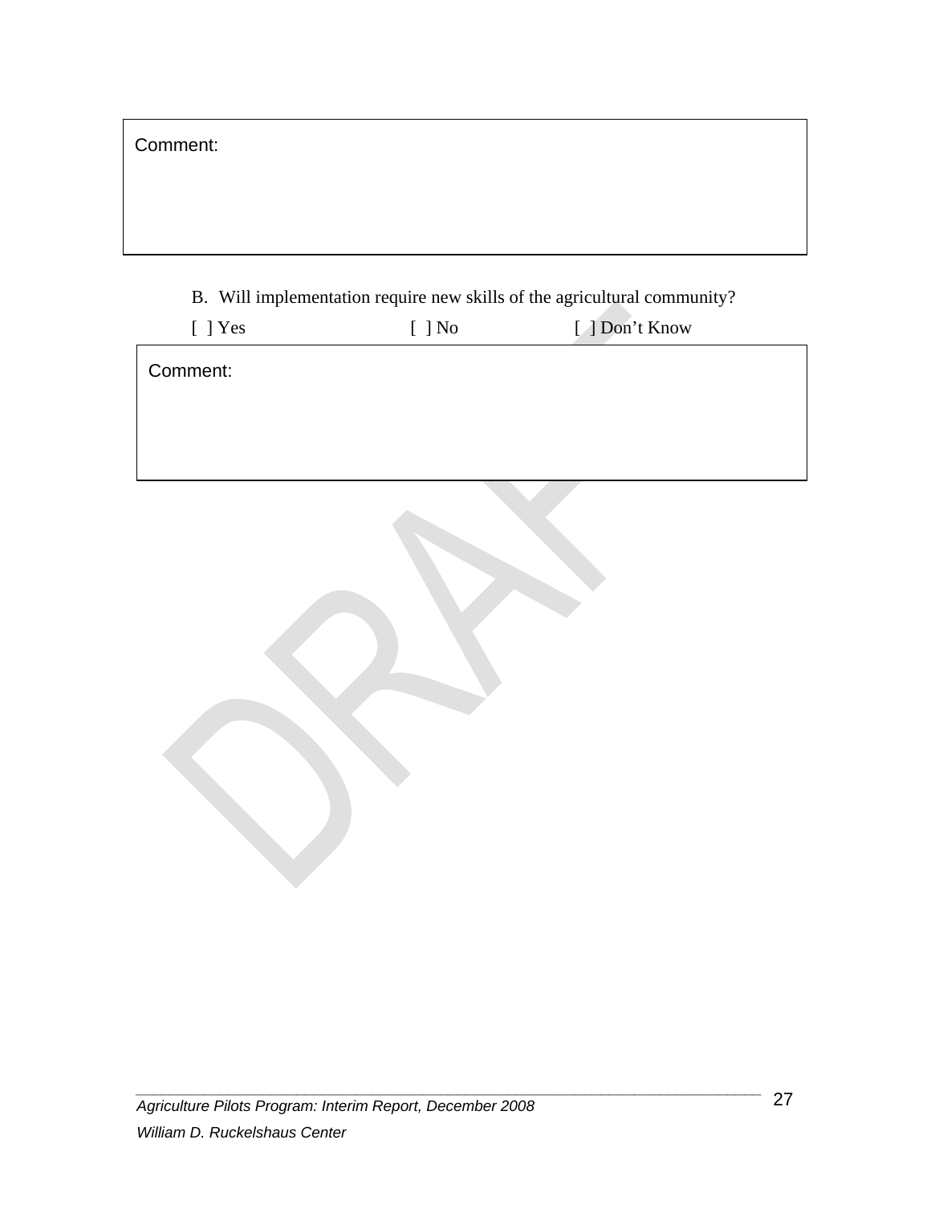Comment:

B. Will implementation require new skills of the agricultural community?

[ ] Yes [ ] No [ ] Don't Know

Comment: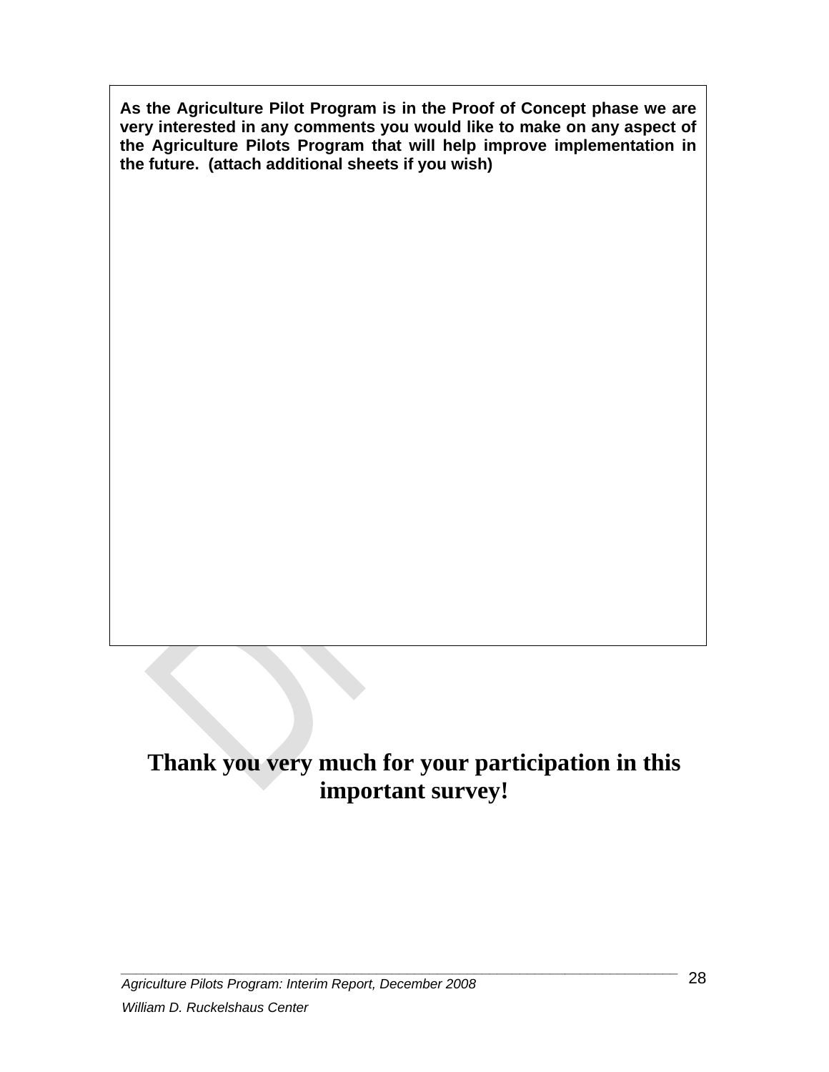**As the Agriculture Pilot Program is in the Proof of Concept phase we are very interested in any comments you would like to make on any aspect of the Agriculture Pilots Program that will help improve implementation in the future. (attach additional sheets if you wish)**

## Thank you very much for your participation in this important survey!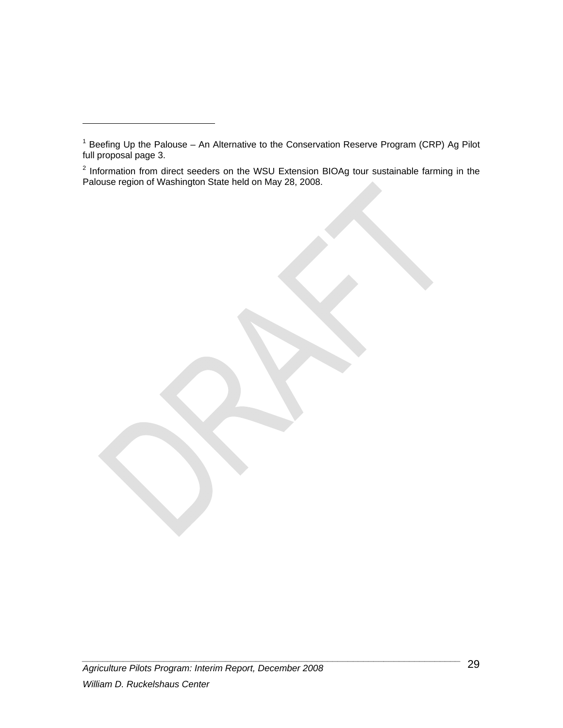[1] Beefing Up the Palouse – An Alternative to the Conservation Reserve Program (CRP) Ag Pilot full proposal page 3.

[2] Information from direct seeders on the WSU Extension BIOAg tour sustainable farming in the Palouse region of Washington State held on May 28, 2008.